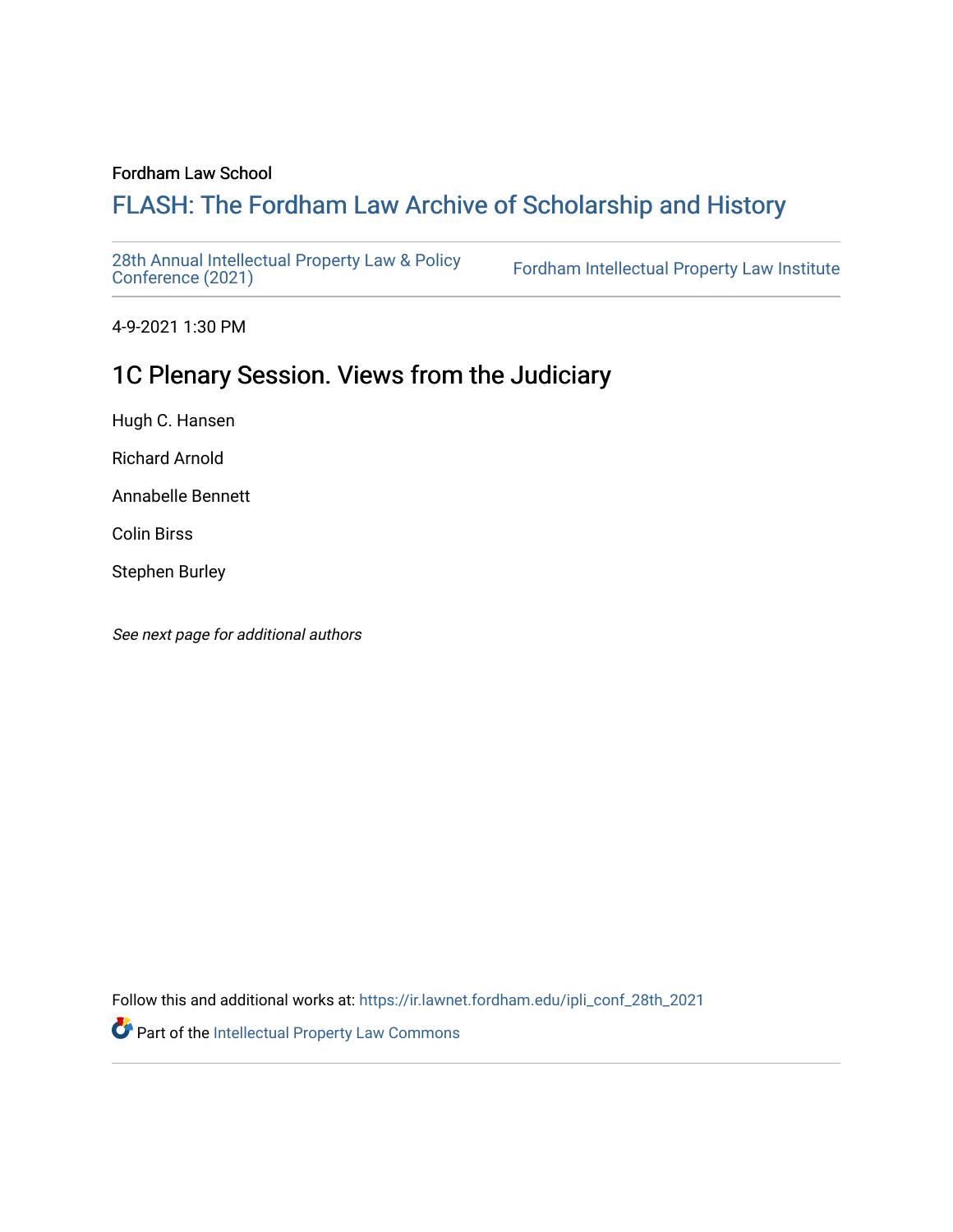Fordham Law School

# FLASH: The Fordham Law Archive of Scholarship and History

28th Annual Intellectual Property Law & Policy Conference (2021)

Fordham Intellectual Property Law Institute

4-9-2021 1:30 PM

## 1C Plenary Session. Views from the Judiciary

Hugh C. Hansen

Richard Arnold

Annabelle Bennett

Colin Birss

Stephen Burley

*See next page for additional authors*

Follow this and additional works at: https://ir.lawnet.fordham.edu/ipli_conf_28th_2021

Part of the Intellectual Property Law Commons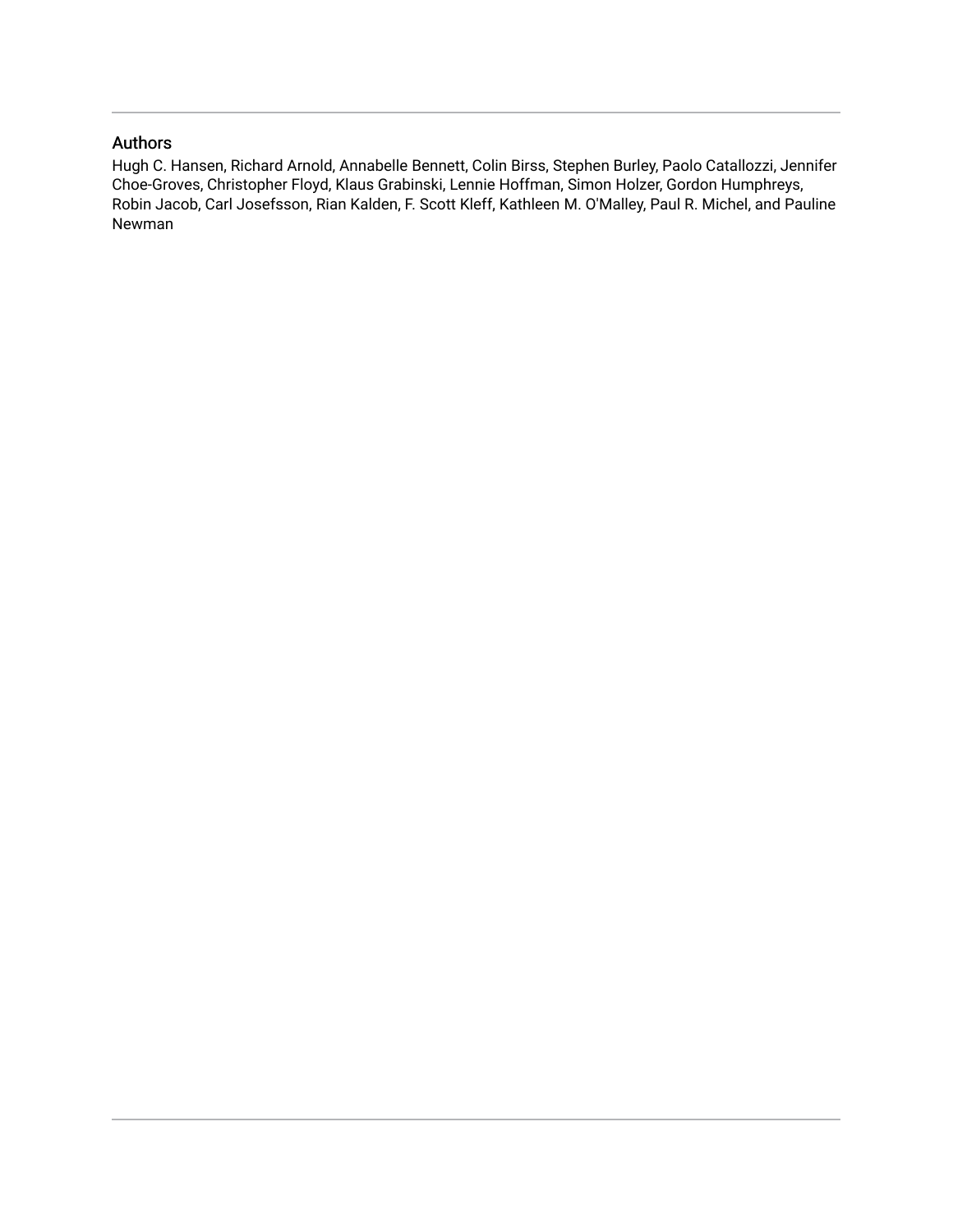## Authors

Hugh C. Hansen, Richard Arnold, Annabelle Bennett, Colin Birss, Stephen Burley, Paolo Catallozzi, Jennifer Choe-Groves, Christopher Floyd, Klaus Grabinski, Lennie Hoffman, Simon Holzer, Gordon Humphreys, Robin Jacob, Carl Josefsson, Rian Kalden, F. Scott Kleff, Kathleen M. O'Malley, Paul R. Michel, and Pauline Newman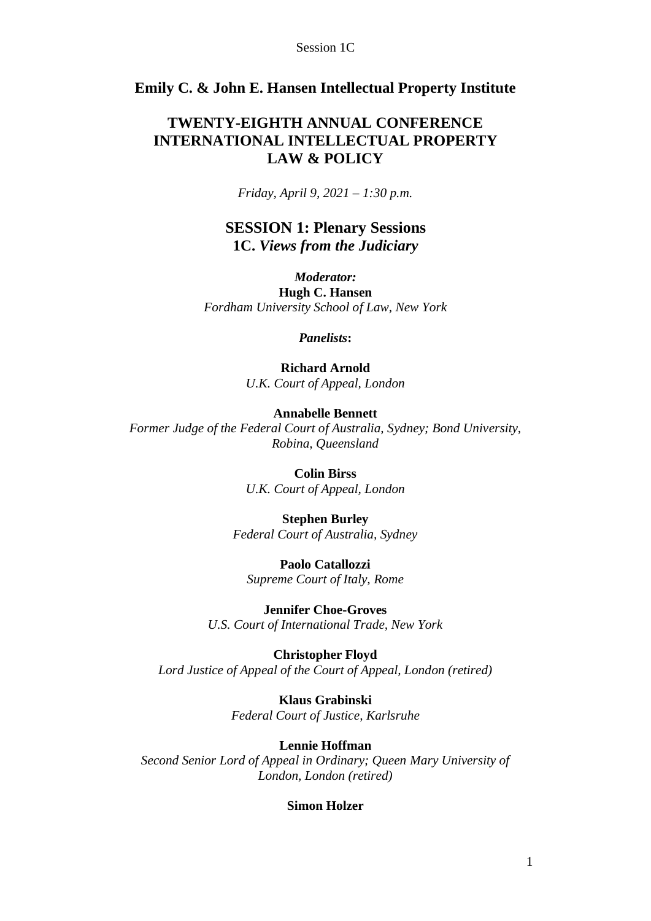## Emily C. & John E. Hansen Intellectual Property Institute

# TWENTY-EIGHTH ANNUAL CONFERENCE INTERNATIONAL INTELLECTUAL PROPERTY LAW & POLICY

*Friday, April 9, 2021 – 1:30 p.m.*

## SESSION 1: Plenary Sessions
## 1C. *Views from the Judiciary*

***Moderator:***
**Hugh C. Hansen**
*Fordham University School of Law, New York*

***Panelists*:**

**Richard Arnold**
*U.K. Court of Appeal, London*

**Annabelle Bennett**
*Former Judge of the Federal Court of Australia, Sydney; Bond University, Robina, Queensland*

**Colin Birss**
*U.K. Court of Appeal, London*

**Stephen Burley**
*Federal Court of Australia, Sydney*

**Paolo Catallozzi**
*Supreme Court of Italy, Rome*

**Jennifer Choe-Groves**
*U.S. Court of International Trade, New York*

**Christopher Floyd**
*Lord Justice of Appeal of the Court of Appeal, London (retired)*

**Klaus Grabinski**
*Federal Court of Justice, Karlsruhe*

**Lennie Hoffman**
*Second Senior Lord of Appeal in Ordinary; Queen Mary University of London, London (retired)*

**Simon Holzer**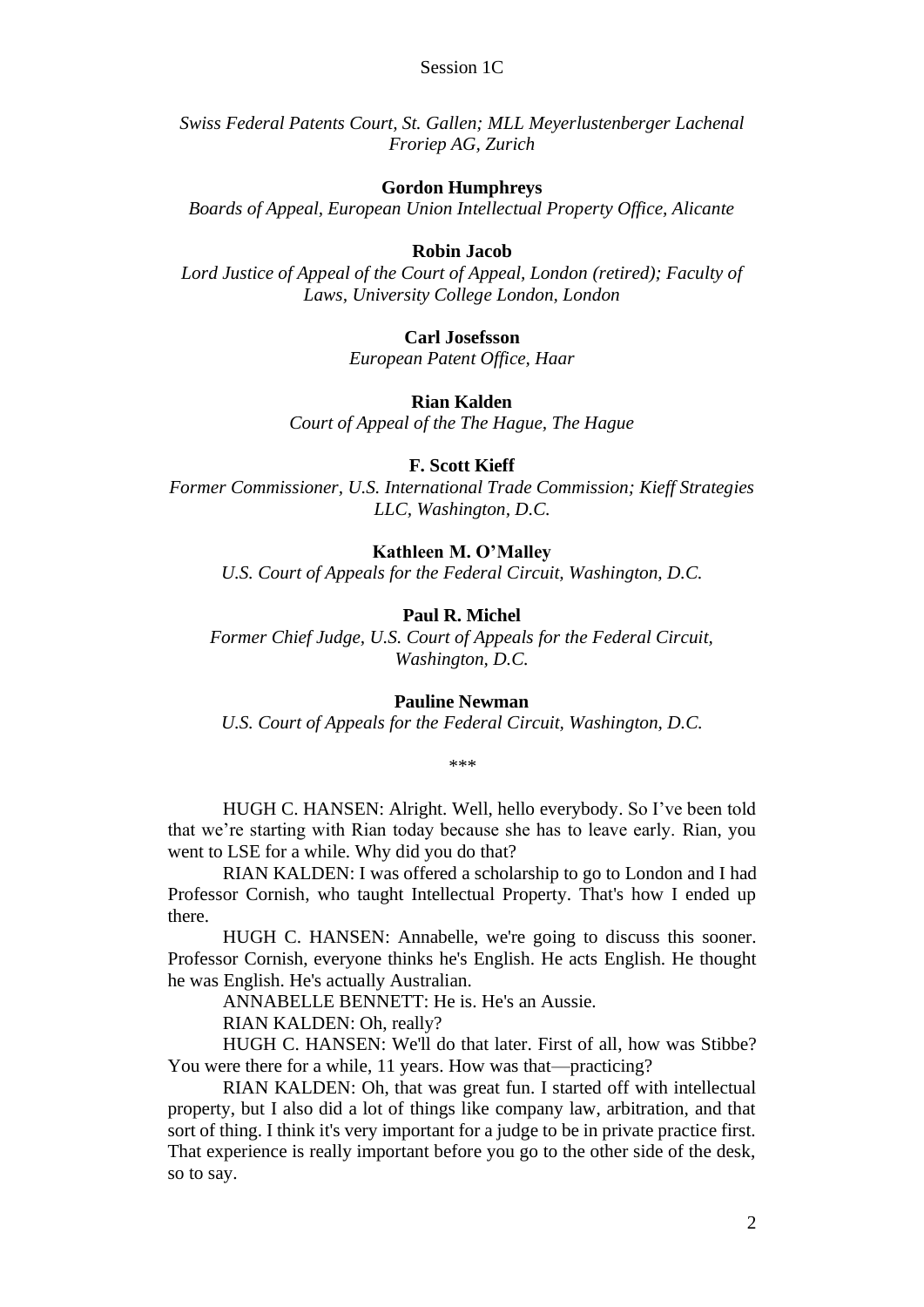*Swiss Federal Patents Court, St. Gallen; MLL Meyerlustenberger Lachenal Froriep AG, Zurich*

**Gordon Humphreys**
*Boards of Appeal, European Union Intellectual Property Office, Alicante*

**Robin Jacob**
*Lord Justice of Appeal of the Court of Appeal, London (retired); Faculty of Laws, University College London, London*

**Carl Josefsson**
*European Patent Office, Haar*

**Rian Kalden**
*Court of Appeal of the The Hague, The Hague*

**F. Scott Kieff**
*Former Commissioner, U.S. International Trade Commission; Kieff Strategies LLC, Washington, D.C.*

**Kathleen M. O'Malley**
*U.S. Court of Appeals for the Federal Circuit, Washington, D.C.*

**Paul R. Michel**
*Former Chief Judge, U.S. Court of Appeals for the Federal Circuit, Washington, D.C.*

**Pauline Newman**
*U.S. Court of Appeals for the Federal Circuit, Washington, D.C.*

\*\*\*

HUGH C. HANSEN: Alright. Well, hello everybody. So I've been told that we're starting with Rian today because she has to leave early. Rian, you went to LSE for a while. Why did you do that?

RIAN KALDEN: I was offered a scholarship to go to London and I had Professor Cornish, who taught Intellectual Property. That's how I ended up there.

HUGH C. HANSEN: Annabelle, we're going to discuss this sooner. Professor Cornish, everyone thinks he's English. He acts English. He thought he was English. He's actually Australian.

ANNABELLE BENNETT: He is. He's an Aussie.

RIAN KALDEN: Oh, really?

HUGH C. HANSEN: We'll do that later. First of all, how was Stibbe? You were there for a while, 11 years. How was that—practicing?

RIAN KALDEN: Oh, that was great fun. I started off with intellectual property, but I also did a lot of things like company law, arbitration, and that sort of thing. I think it's very important for a judge to be in private practice first. That experience is really important before you go to the other side of the desk, so to say.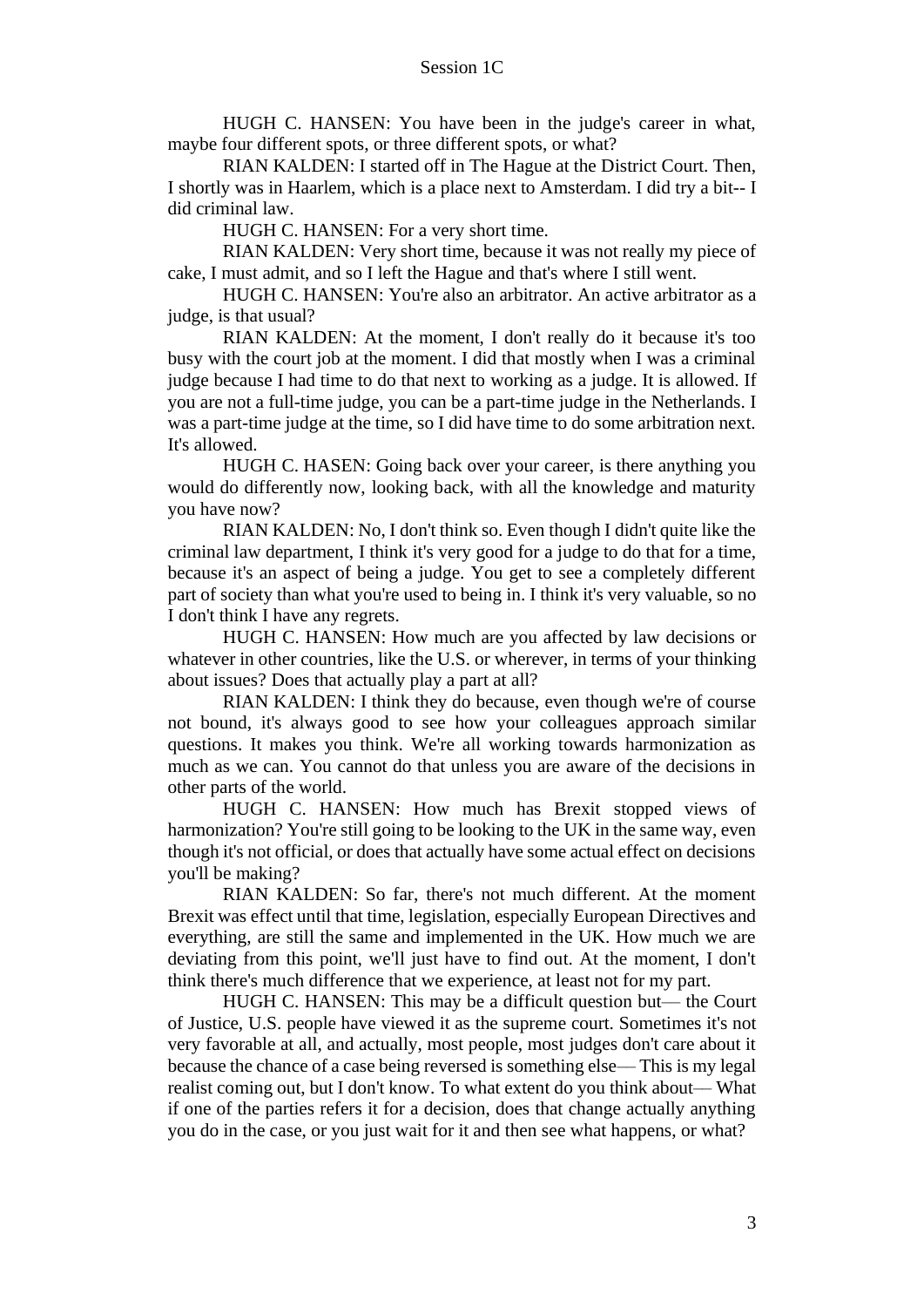HUGH C. HANSEN: You have been in the judge's career in what, maybe four different spots, or three different spots, or what?

RIAN KALDEN: I started off in The Hague at the District Court. Then, I shortly was in Haarlem, which is a place next to Amsterdam. I did try a bit-- I did criminal law.

HUGH C. HANSEN: For a very short time.

RIAN KALDEN: Very short time, because it was not really my piece of cake, I must admit, and so I left the Hague and that's where I still went.

HUGH C. HANSEN: You're also an arbitrator. An active arbitrator as a judge, is that usual?

RIAN KALDEN: At the moment, I don't really do it because it's too busy with the court job at the moment. I did that mostly when I was a criminal judge because I had time to do that next to working as a judge. It is allowed. If you are not a full-time judge, you can be a part-time judge in the Netherlands. I was a part-time judge at the time, so I did have time to do some arbitration next. It's allowed.

HUGH C. HASEN: Going back over your career, is there anything you would do differently now, looking back, with all the knowledge and maturity you have now?

RIAN KALDEN: No, I don't think so. Even though I didn't quite like the criminal law department, I think it's very good for a judge to do that for a time, because it's an aspect of being a judge. You get to see a completely different part of society than what you're used to being in. I think it's very valuable, so no I don't think I have any regrets.

HUGH C. HANSEN: How much are you affected by law decisions or whatever in other countries, like the U.S. or wherever, in terms of your thinking about issues? Does that actually play a part at all?

RIAN KALDEN: I think they do because, even though we're of course not bound, it's always good to see how your colleagues approach similar questions. It makes you think. We're all working towards harmonization as much as we can. You cannot do that unless you are aware of the decisions in other parts of the world.

HUGH C. HANSEN: How much has Brexit stopped views of harmonization? You're still going to be looking to the UK in the same way, even though it's not official, or does that actually have some actual effect on decisions you'll be making?

RIAN KALDEN: So far, there's not much different. At the moment Brexit was effect until that time, legislation, especially European Directives and everything, are still the same and implemented in the UK. How much we are deviating from this point, we'll just have to find out. At the moment, I don't think there's much difference that we experience, at least not for my part.

HUGH C. HANSEN: This may be a difficult question but— the Court of Justice, U.S. people have viewed it as the supreme court. Sometimes it's not very favorable at all, and actually, most people, most judges don't care about it because the chance of a case being reversed is something else— This is my legal realist coming out, but I don't know. To what extent do you think about— What if one of the parties refers it for a decision, does that change actually anything you do in the case, or you just wait for it and then see what happens, or what?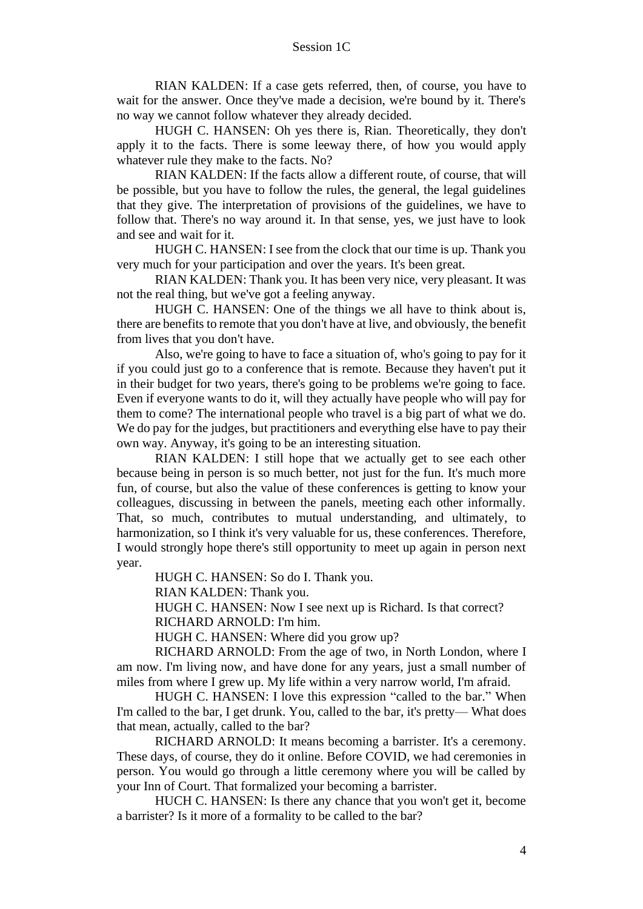RIAN KALDEN: If a case gets referred, then, of course, you have to wait for the answer. Once they've made a decision, we're bound by it. There's no way we cannot follow whatever they already decided.

HUGH C. HANSEN: Oh yes there is, Rian. Theoretically, they don't apply it to the facts. There is some leeway there, of how you would apply whatever rule they make to the facts. No?

RIAN KALDEN: If the facts allow a different route, of course, that will be possible, but you have to follow the rules, the general, the legal guidelines that they give. The interpretation of provisions of the guidelines, we have to follow that. There's no way around it. In that sense, yes, we just have to look and see and wait for it.

HUGH C. HANSEN: I see from the clock that our time is up. Thank you very much for your participation and over the years. It's been great.

RIAN KALDEN: Thank you. It has been very nice, very pleasant. It was not the real thing, but we've got a feeling anyway.

HUGH C. HANSEN: One of the things we all have to think about is, there are benefits to remote that you don't have at live, and obviously, the benefit from lives that you don't have.

Also, we're going to have to face a situation of, who's going to pay for it if you could just go to a conference that is remote. Because they haven't put it in their budget for two years, there's going to be problems we're going to face. Even if everyone wants to do it, will they actually have people who will pay for them to come? The international people who travel is a big part of what we do. We do pay for the judges, but practitioners and everything else have to pay their own way. Anyway, it's going to be an interesting situation.

RIAN KALDEN: I still hope that we actually get to see each other because being in person is so much better, not just for the fun. It's much more fun, of course, but also the value of these conferences is getting to know your colleagues, discussing in between the panels, meeting each other informally. That, so much, contributes to mutual understanding, and ultimately, to harmonization, so I think it's very valuable for us, these conferences. Therefore, I would strongly hope there's still opportunity to meet up again in person next year.

HUGH C. HANSEN: So do I. Thank you.

RIAN KALDEN: Thank you.

HUGH C. HANSEN: Now I see next up is Richard. Is that correct?

RICHARD ARNOLD: I'm him.

HUGH C. HANSEN: Where did you grow up?

RICHARD ARNOLD: From the age of two, in North London, where I am now. I'm living now, and have done for any years, just a small number of miles from where I grew up. My life within a very narrow world, I'm afraid.

HUGH C. HANSEN: I love this expression "called to the bar." When I'm called to the bar, I get drunk. You, called to the bar, it's pretty— What does that mean, actually, called to the bar?

RICHARD ARNOLD: It means becoming a barrister. It's a ceremony. These days, of course, they do it online. Before COVID, we had ceremonies in person. You would go through a little ceremony where you will be called by your Inn of Court. That formalized your becoming a barrister.

HUCH C. HANSEN: Is there any chance that you won't get it, become a barrister? Is it more of a formality to be called to the bar?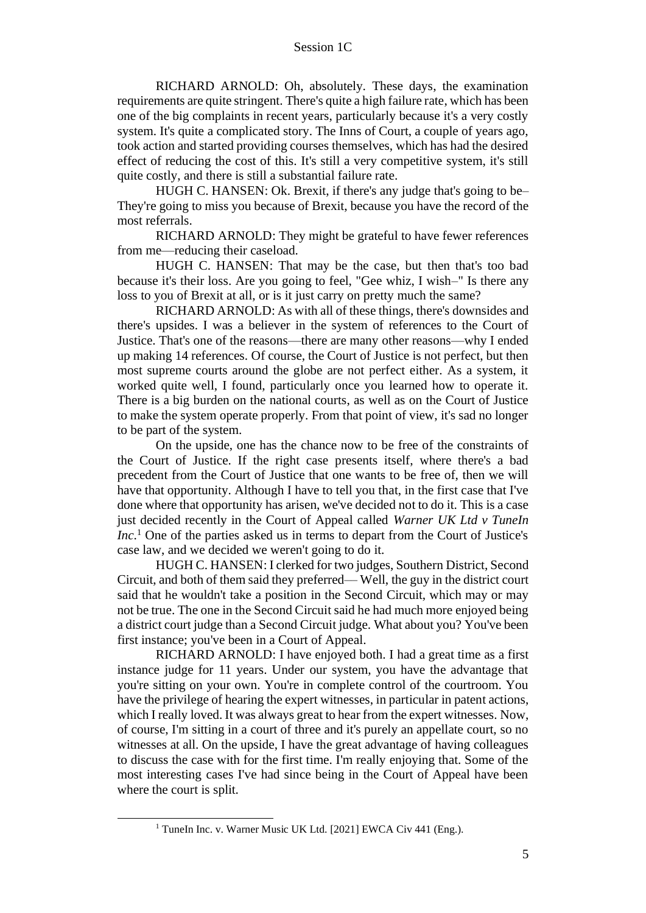RICHARD ARNOLD: Oh, absolutely. These days, the examination requirements are quite stringent. There's quite a high failure rate, which has been one of the big complaints in recent years, particularly because it's a very costly system. It's quite a complicated story. The Inns of Court, a couple of years ago, took action and started providing courses themselves, which has had the desired effect of reducing the cost of this. It's still a very competitive system, it's still quite costly, and there is still a substantial failure rate.

HUGH C. HANSEN: Ok. Brexit, if there's any judge that's going to be– They're going to miss you because of Brexit, because you have the record of the most referrals.

RICHARD ARNOLD: They might be grateful to have fewer references from me—reducing their caseload.

HUGH C. HANSEN: That may be the case, but then that's too bad because it's their loss. Are you going to feel, "Gee whiz, I wish–" Is there any loss to you of Brexit at all, or is it just carry on pretty much the same?

RICHARD ARNOLD: As with all of these things, there's downsides and there's upsides. I was a believer in the system of references to the Court of Justice. That's one of the reasons—there are many other reasons—why I ended up making 14 references. Of course, the Court of Justice is not perfect, but then most supreme courts around the globe are not perfect either. As a system, it worked quite well, I found, particularly once you learned how to operate it. There is a big burden on the national courts, as well as on the Court of Justice to make the system operate properly. From that point of view, it's sad no longer to be part of the system.

On the upside, one has the chance now to be free of the constraints of the Court of Justice. If the right case presents itself, where there's a bad precedent from the Court of Justice that one wants to be free of, then we will have that opportunity. Although I have to tell you that, in the first case that I've done where that opportunity has arisen, we've decided not to do it. This is a case just decided recently in the Court of Appeal called *Warner UK Ltd v TuneIn Inc*.[1] One of the parties asked us in terms to depart from the Court of Justice's case law, and we decided we weren't going to do it.

HUGH C. HANSEN: I clerked for two judges, Southern District, Second Circuit, and both of them said they preferred— Well, the guy in the district court said that he wouldn't take a position in the Second Circuit, which may or may not be true. The one in the Second Circuit said he had much more enjoyed being a district court judge than a Second Circuit judge. What about you? You've been first instance; you've been in a Court of Appeal.

RICHARD ARNOLD: I have enjoyed both. I had a great time as a first instance judge for 11 years. Under our system, you have the advantage that you're sitting on your own. You're in complete control of the courtroom. You have the privilege of hearing the expert witnesses, in particular in patent actions, which I really loved. It was always great to hear from the expert witnesses. Now, of course, I'm sitting in a court of three and it's purely an appellate court, so no witnesses at all. On the upside, I have the great advantage of having colleagues to discuss the case with for the first time. I'm really enjoying that. Some of the most interesting cases I've had since being in the Court of Appeal have been where the court is split.

[1] TuneIn Inc. v. Warner Music UK Ltd. [2021] EWCA Civ 441 (Eng.).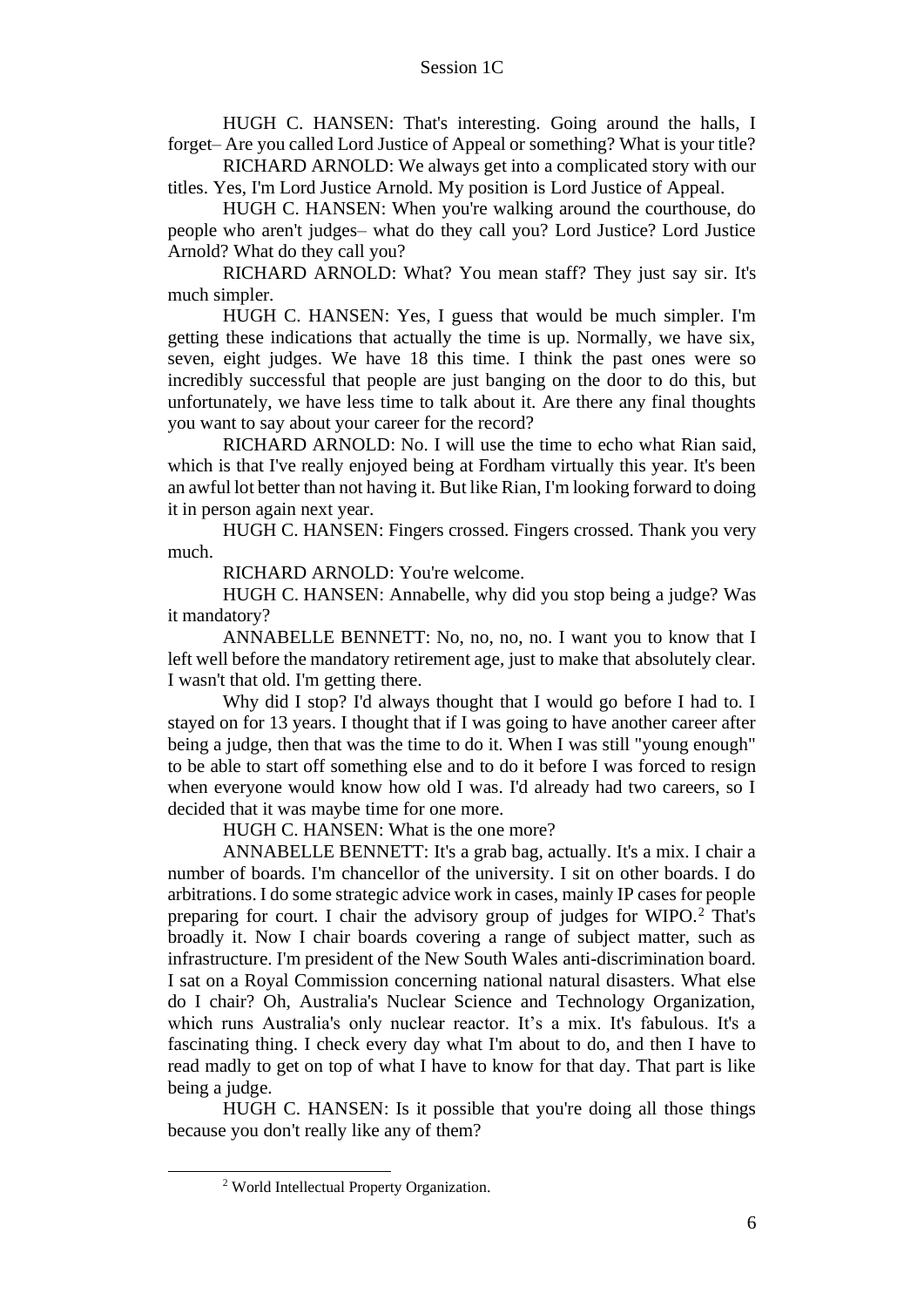HUGH C. HANSEN: That's interesting. Going around the halls, I forget– Are you called Lord Justice of Appeal or something? What is your title?

RICHARD ARNOLD: We always get into a complicated story with our titles. Yes, I'm Lord Justice Arnold. My position is Lord Justice of Appeal.

HUGH C. HANSEN: When you're walking around the courthouse, do people who aren't judges– what do they call you? Lord Justice? Lord Justice Arnold? What do they call you?

RICHARD ARNOLD: What? You mean staff? They just say sir. It's much simpler.

HUGH C. HANSEN: Yes, I guess that would be much simpler. I'm getting these indications that actually the time is up. Normally, we have six, seven, eight judges. We have 18 this time. I think the past ones were so incredibly successful that people are just banging on the door to do this, but unfortunately, we have less time to talk about it. Are there any final thoughts you want to say about your career for the record?

RICHARD ARNOLD: No. I will use the time to echo what Rian said, which is that I've really enjoyed being at Fordham virtually this year. It's been an awful lot better than not having it. But like Rian, I'm looking forward to doing it in person again next year.

HUGH C. HANSEN: Fingers crossed. Fingers crossed. Thank you very much.

RICHARD ARNOLD: You're welcome.

HUGH C. HANSEN: Annabelle, why did you stop being a judge? Was it mandatory?

ANNABELLE BENNETT: No, no, no, no. I want you to know that I left well before the mandatory retirement age, just to make that absolutely clear. I wasn't that old. I'm getting there.

Why did I stop? I'd always thought that I would go before I had to. I stayed on for 13 years. I thought that if I was going to have another career after being a judge, then that was the time to do it. When I was still "young enough" to be able to start off something else and to do it before I was forced to resign when everyone would know how old I was. I'd already had two careers, so I decided that it was maybe time for one more.

HUGH C. HANSEN: What is the one more?

ANNABELLE BENNETT: It's a grab bag, actually. It's a mix. I chair a number of boards. I'm chancellor of the university. I sit on other boards. I do arbitrations. I do some strategic advice work in cases, mainly IP cases for people preparing for court. I chair the advisory group of judges for WIPO.[2] That's broadly it. Now I chair boards covering a range of subject matter, such as infrastructure. I'm president of the New South Wales anti-discrimination board. I sat on a Royal Commission concerning national natural disasters. What else do I chair? Oh, Australia's Nuclear Science and Technology Organization, which runs Australia's only nuclear reactor. It's a mix. It's fabulous. It's a fascinating thing. I check every day what I'm about to do, and then I have to read madly to get on top of what I have to know for that day. That part is like being a judge.

HUGH C. HANSEN: Is it possible that you're doing all those things because you don't really like any of them?

[2] World Intellectual Property Organization.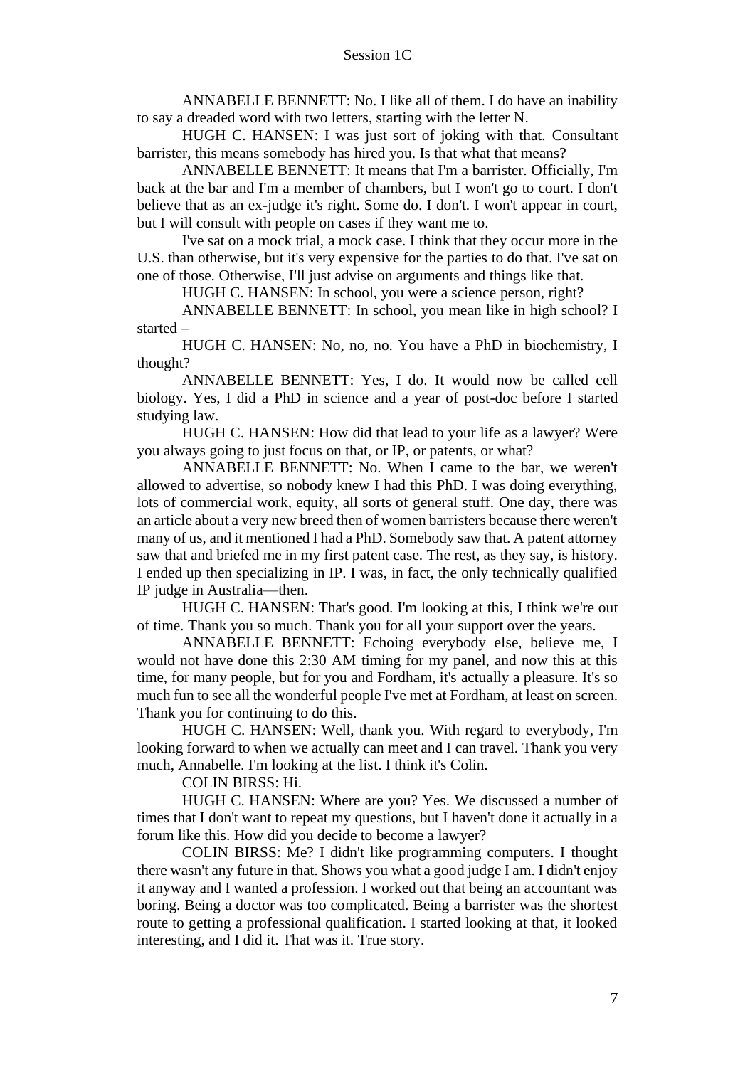ANNABELLE BENNETT: No. I like all of them. I do have an inability to say a dreaded word with two letters, starting with the letter N.

HUGH C. HANSEN: I was just sort of joking with that. Consultant barrister, this means somebody has hired you. Is that what that means?

ANNABELLE BENNETT: It means that I'm a barrister. Officially, I'm back at the bar and I'm a member of chambers, but I won't go to court. I don't believe that as an ex-judge it's right. Some do. I don't. I won't appear in court, but I will consult with people on cases if they want me to.

I've sat on a mock trial, a mock case. I think that they occur more in the U.S. than otherwise, but it's very expensive for the parties to do that. I've sat on one of those. Otherwise, I'll just advise on arguments and things like that.

HUGH C. HANSEN: In school, you were a science person, right?

ANNABELLE BENNETT: In school, you mean like in high school? I started –

HUGH C. HANSEN: No, no, no. You have a PhD in biochemistry, I thought?

ANNABELLE BENNETT: Yes, I do. It would now be called cell biology. Yes, I did a PhD in science and a year of post-doc before I started studying law.

HUGH C. HANSEN: How did that lead to your life as a lawyer? Were you always going to just focus on that, or IP, or patents, or what?

ANNABELLE BENNETT: No. When I came to the bar, we weren't allowed to advertise, so nobody knew I had this PhD. I was doing everything, lots of commercial work, equity, all sorts of general stuff. One day, there was an article about a very new breed then of women barristers because there weren't many of us, and it mentioned I had a PhD. Somebody saw that. A patent attorney saw that and briefed me in my first patent case. The rest, as they say, is history. I ended up then specializing in IP. I was, in fact, the only technically qualified IP judge in Australia—then.

HUGH C. HANSEN: That's good. I'm looking at this, I think we're out of time. Thank you so much. Thank you for all your support over the years.

ANNABELLE BENNETT: Echoing everybody else, believe me, I would not have done this 2:30 AM timing for my panel, and now this at this time, for many people, but for you and Fordham, it's actually a pleasure. It's so much fun to see all the wonderful people I've met at Fordham, at least on screen. Thank you for continuing to do this.

HUGH C. HANSEN: Well, thank you. With regard to everybody, I'm looking forward to when we actually can meet and I can travel. Thank you very much, Annabelle. I'm looking at the list. I think it's Colin.

COLIN BIRSS: Hi.

HUGH C. HANSEN: Where are you? Yes. We discussed a number of times that I don't want to repeat my questions, but I haven't done it actually in a forum like this. How did you decide to become a lawyer?

COLIN BIRSS: Me? I didn't like programming computers. I thought there wasn't any future in that. Shows you what a good judge I am. I didn't enjoy it anyway and I wanted a profession. I worked out that being an accountant was boring. Being a doctor was too complicated. Being a barrister was the shortest route to getting a professional qualification. I started looking at that, it looked interesting, and I did it. That was it. True story.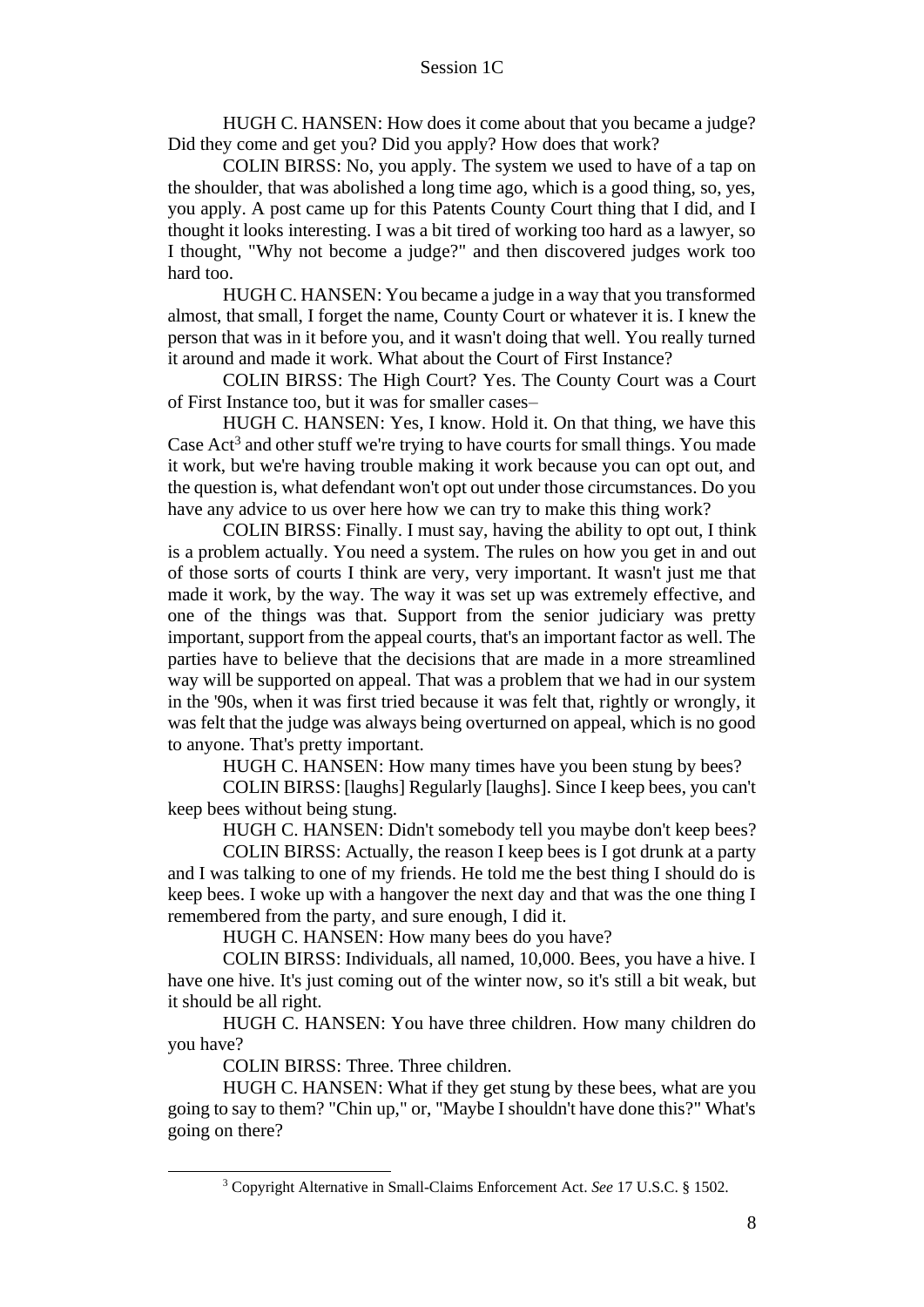HUGH C. HANSEN: How does it come about that you became a judge? Did they come and get you? Did you apply? How does that work?

COLIN BIRSS: No, you apply. The system we used to have of a tap on the shoulder, that was abolished a long time ago, which is a good thing, so, yes, you apply. A post came up for this Patents County Court thing that I did, and I thought it looks interesting. I was a bit tired of working too hard as a lawyer, so I thought, "Why not become a judge?" and then discovered judges work too hard too.

HUGH C. HANSEN: You became a judge in a way that you transformed almost, that small, I forget the name, County Court or whatever it is. I knew the person that was in it before you, and it wasn't doing that well. You really turned it around and made it work. What about the Court of First Instance?

COLIN BIRSS: The High Court? Yes. The County Court was a Court of First Instance too, but it was for smaller cases–

HUGH C. HANSEN: Yes, I know. Hold it. On that thing, we have this Case Act[3] and other stuff we're trying to have courts for small things. You made it work, but we're having trouble making it work because you can opt out, and the question is, what defendant won't opt out under those circumstances. Do you have any advice to us over here how we can try to make this thing work?

COLIN BIRSS: Finally. I must say, having the ability to opt out, I think is a problem actually. You need a system. The rules on how you get in and out of those sorts of courts I think are very, very important. It wasn't just me that made it work, by the way. The way it was set up was extremely effective, and one of the things was that. Support from the senior judiciary was pretty important, support from the appeal courts, that's an important factor as well. The parties have to believe that the decisions that are made in a more streamlined way will be supported on appeal. That was a problem that we had in our system in the '90s, when it was first tried because it was felt that, rightly or wrongly, it was felt that the judge was always being overturned on appeal, which is no good to anyone. That's pretty important.

HUGH C. HANSEN: How many times have you been stung by bees?

COLIN BIRSS: [laughs] Regularly [laughs]. Since I keep bees, you can't keep bees without being stung.

HUGH C. HANSEN: Didn't somebody tell you maybe don't keep bees?

COLIN BIRSS: Actually, the reason I keep bees is I got drunk at a party and I was talking to one of my friends. He told me the best thing I should do is keep bees. I woke up with a hangover the next day and that was the one thing I remembered from the party, and sure enough, I did it.

HUGH C. HANSEN: How many bees do you have?

COLIN BIRSS: Individuals, all named, 10,000. Bees, you have a hive. I have one hive. It's just coming out of the winter now, so it's still a bit weak, but it should be all right.

HUGH C. HANSEN: You have three children. How many children do you have?

COLIN BIRSS: Three. Three children.

HUGH C. HANSEN: What if they get stung by these bees, what are you going to say to them? "Chin up," or, "Maybe I shouldn't have done this?" What's going on there?

---

[3] Copyright Alternative in Small-Claims Enforcement Act. *See* 17 U.S.C. § 1502.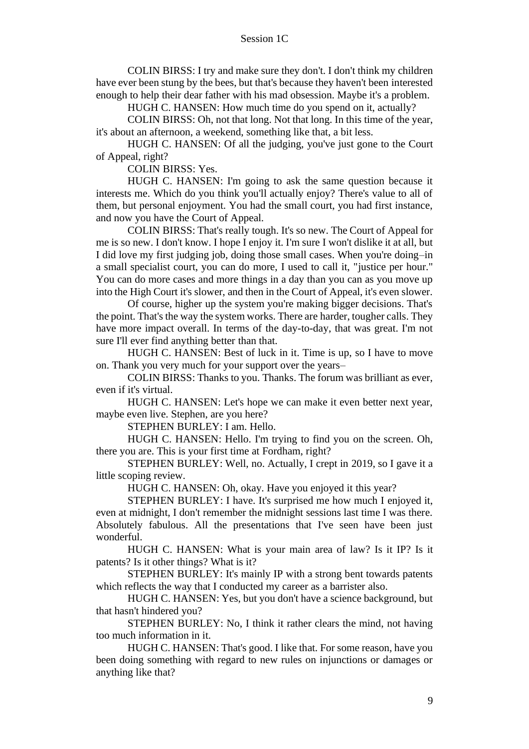COLIN BIRSS: I try and make sure they don't. I don't think my children have ever been stung by the bees, but that's because they haven't been interested enough to help their dear father with his mad obsession. Maybe it's a problem.

HUGH C. HANSEN: How much time do you spend on it, actually?

COLIN BIRSS: Oh, not that long. Not that long. In this time of the year, it's about an afternoon, a weekend, something like that, a bit less.

HUGH C. HANSEN: Of all the judging, you've just gone to the Court of Appeal, right?

COLIN BIRSS: Yes.

HUGH C. HANSEN: I'm going to ask the same question because it interests me. Which do you think you'll actually enjoy? There's value to all of them, but personal enjoyment. You had the small court, you had first instance, and now you have the Court of Appeal.

COLIN BIRSS: That's really tough. It's so new. The Court of Appeal for me is so new. I don't know. I hope I enjoy it. I'm sure I won't dislike it at all, but I did love my first judging job, doing those small cases. When you're doing–in a small specialist court, you can do more, I used to call it, "justice per hour." You can do more cases and more things in a day than you can as you move up into the High Court it's slower, and then in the Court of Appeal, it's even slower.

Of course, higher up the system you're making bigger decisions. That's the point. That's the way the system works. There are harder, tougher calls. They have more impact overall. In terms of the day-to-day, that was great. I'm not sure I'll ever find anything better than that.

HUGH C. HANSEN: Best of luck in it. Time is up, so I have to move on. Thank you very much for your support over the years–

COLIN BIRSS: Thanks to you. Thanks. The forum was brilliant as ever, even if it's virtual.

HUGH C. HANSEN: Let's hope we can make it even better next year, maybe even live. Stephen, are you here?

STEPHEN BURLEY: I am. Hello.

HUGH C. HANSEN: Hello. I'm trying to find you on the screen. Oh, there you are. This is your first time at Fordham, right?

STEPHEN BURLEY: Well, no. Actually, I crept in 2019, so I gave it a little scoping review.

HUGH C. HANSEN: Oh, okay. Have you enjoyed it this year?

STEPHEN BURLEY: I have. It's surprised me how much I enjoyed it, even at midnight, I don't remember the midnight sessions last time I was there. Absolutely fabulous. All the presentations that I've seen have been just wonderful.

HUGH C. HANSEN: What is your main area of law? Is it IP? Is it patents? Is it other things? What is it?

STEPHEN BURLEY: It's mainly IP with a strong bent towards patents which reflects the way that I conducted my career as a barrister also.

HUGH C. HANSEN: Yes, but you don't have a science background, but that hasn't hindered you?

STEPHEN BURLEY: No, I think it rather clears the mind, not having too much information in it.

HUGH C. HANSEN: That's good. I like that. For some reason, have you been doing something with regard to new rules on injunctions or damages or anything like that?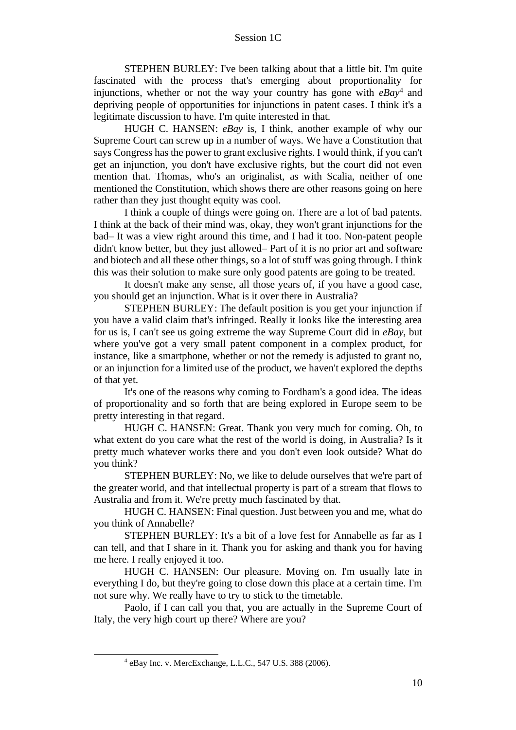STEPHEN BURLEY: I've been talking about that a little bit. I'm quite fascinated with the process that's emerging about proportionality for injunctions, whether or not the way your country has gone with *eBay*[4] and depriving people of opportunities for injunctions in patent cases. I think it's a legitimate discussion to have. I'm quite interested in that.

HUGH C. HANSEN: *eBay* is, I think, another example of why our Supreme Court can screw up in a number of ways. We have a Constitution that says Congress has the power to grant exclusive rights. I would think, if you can't get an injunction, you don't have exclusive rights, but the court did not even mention that. Thomas, who's an originalist, as with Scalia, neither of one mentioned the Constitution, which shows there are other reasons going on here rather than they just thought equity was cool.

I think a couple of things were going on. There are a lot of bad patents. I think at the back of their mind was, okay, they won't grant injunctions for the bad– It was a view right around this time, and I had it too. Non-patent people didn't know better, but they just allowed– Part of it is no prior art and software and biotech and all these other things, so a lot of stuff was going through. I think this was their solution to make sure only good patents are going to be treated.

It doesn't make any sense, all those years of, if you have a good case, you should get an injunction. What is it over there in Australia?

STEPHEN BURLEY: The default position is you get your injunction if you have a valid claim that's infringed. Really it looks like the interesting area for us is, I can't see us going extreme the way Supreme Court did in *eBay*, but where you've got a very small patent component in a complex product, for instance, like a smartphone, whether or not the remedy is adjusted to grant no, or an injunction for a limited use of the product, we haven't explored the depths of that yet.

It's one of the reasons why coming to Fordham's a good idea. The ideas of proportionality and so forth that are being explored in Europe seem to be pretty interesting in that regard.

HUGH C. HANSEN: Great. Thank you very much for coming. Oh, to what extent do you care what the rest of the world is doing, in Australia? Is it pretty much whatever works there and you don't even look outside? What do you think?

STEPHEN BURLEY: No, we like to delude ourselves that we're part of the greater world, and that intellectual property is part of a stream that flows to Australia and from it. We're pretty much fascinated by that.

HUGH C. HANSEN: Final question. Just between you and me, what do you think of Annabelle?

STEPHEN BURLEY: It's a bit of a love fest for Annabelle as far as I can tell, and that I share in it. Thank you for asking and thank you for having me here. I really enjoyed it too.

HUGH C. HANSEN: Our pleasure. Moving on. I'm usually late in everything I do, but they're going to close down this place at a certain time. I'm not sure why. We really have to try to stick to the timetable.

Paolo, if I can call you that, you are actually in the Supreme Court of Italy, the very high court up there? Where are you?

---

[4] eBay Inc. v. MercExchange, L.L.C., 547 U.S. 388 (2006).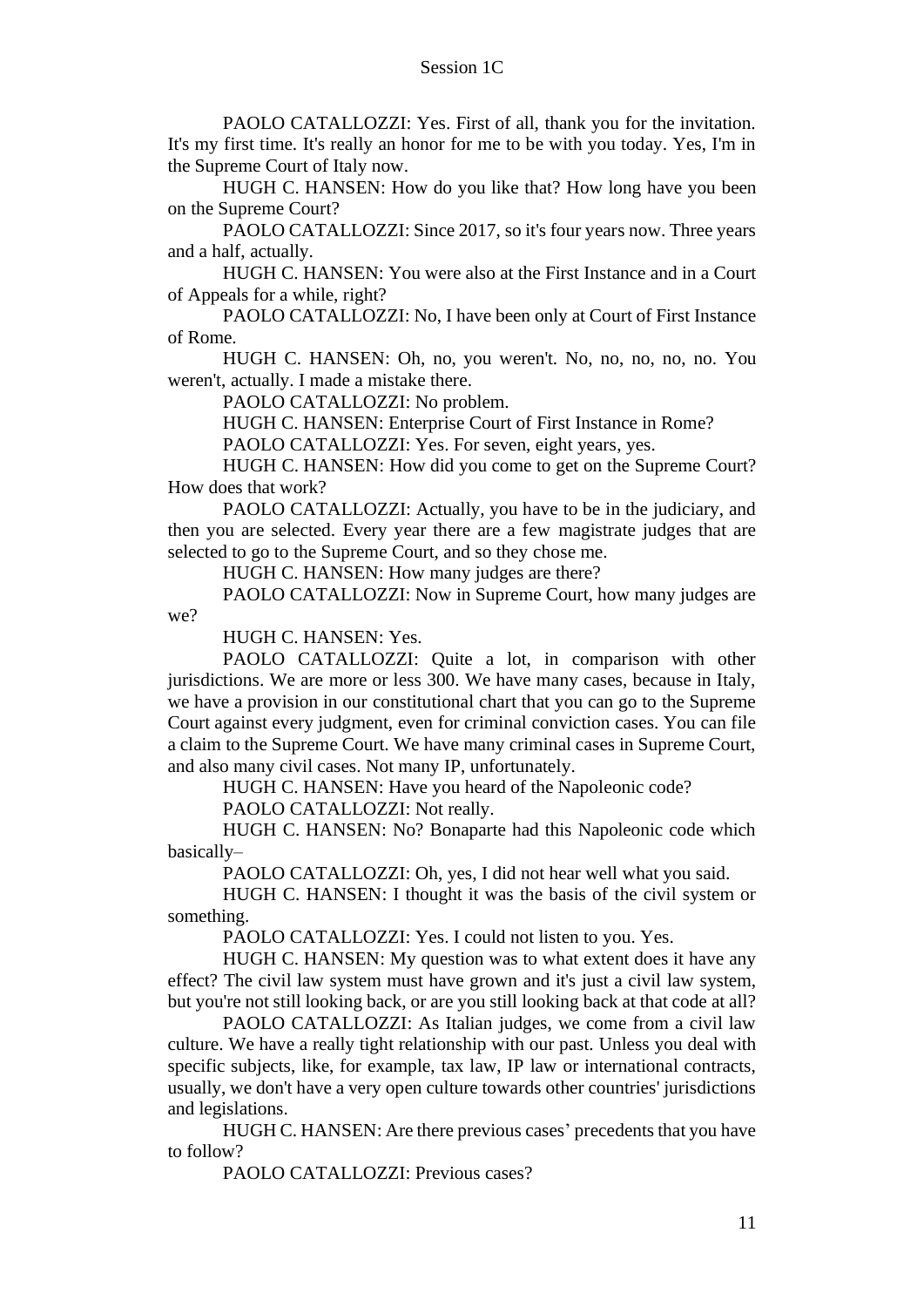PAOLO CATALLOZZI: Yes. First of all, thank you for the invitation. It's my first time. It's really an honor for me to be with you today. Yes, I'm in the Supreme Court of Italy now.

HUGH C. HANSEN: How do you like that? How long have you been on the Supreme Court?

PAOLO CATALLOZZI: Since 2017, so it's four years now. Three years and a half, actually.

HUGH C. HANSEN: You were also at the First Instance and in a Court of Appeals for a while, right?

PAOLO CATALLOZZI: No, I have been only at Court of First Instance of Rome.

HUGH C. HANSEN: Oh, no, you weren't. No, no, no, no, no. You weren't, actually. I made a mistake there.

PAOLO CATALLOZZI: No problem.

HUGH C. HANSEN: Enterprise Court of First Instance in Rome?

PAOLO CATALLOZZI: Yes. For seven, eight years, yes.

HUGH C. HANSEN: How did you come to get on the Supreme Court? How does that work?

PAOLO CATALLOZZI: Actually, you have to be in the judiciary, and then you are selected. Every year there are a few magistrate judges that are selected to go to the Supreme Court, and so they chose me.

HUGH C. HANSEN: How many judges are there?

PAOLO CATALLOZZI: Now in Supreme Court, how many judges are we?

HUGH C. HANSEN: Yes.

PAOLO CATALLOZZI: Quite a lot, in comparison with other jurisdictions. We are more or less 300. We have many cases, because in Italy, we have a provision in our constitutional chart that you can go to the Supreme Court against every judgment, even for criminal conviction cases. You can file a claim to the Supreme Court. We have many criminal cases in Supreme Court, and also many civil cases. Not many IP, unfortunately.

HUGH C. HANSEN: Have you heard of the Napoleonic code?

PAOLO CATALLOZZI: Not really.

HUGH C. HANSEN: No? Bonaparte had this Napoleonic code which basically–

PAOLO CATALLOZZI: Oh, yes, I did not hear well what you said.

HUGH C. HANSEN: I thought it was the basis of the civil system or something.

PAOLO CATALLOZZI: Yes. I could not listen to you. Yes.

HUGH C. HANSEN: My question was to what extent does it have any effect? The civil law system must have grown and it's just a civil law system, but you're not still looking back, or are you still looking back at that code at all?

PAOLO CATALLOZZI: As Italian judges, we come from a civil law culture. We have a really tight relationship with our past. Unless you deal with specific subjects, like, for example, tax law, IP law or international contracts, usually, we don't have a very open culture towards other countries' jurisdictions and legislations.

HUGH C. HANSEN: Are there previous cases' precedents that you have to follow?

PAOLO CATALLOZZI: Previous cases?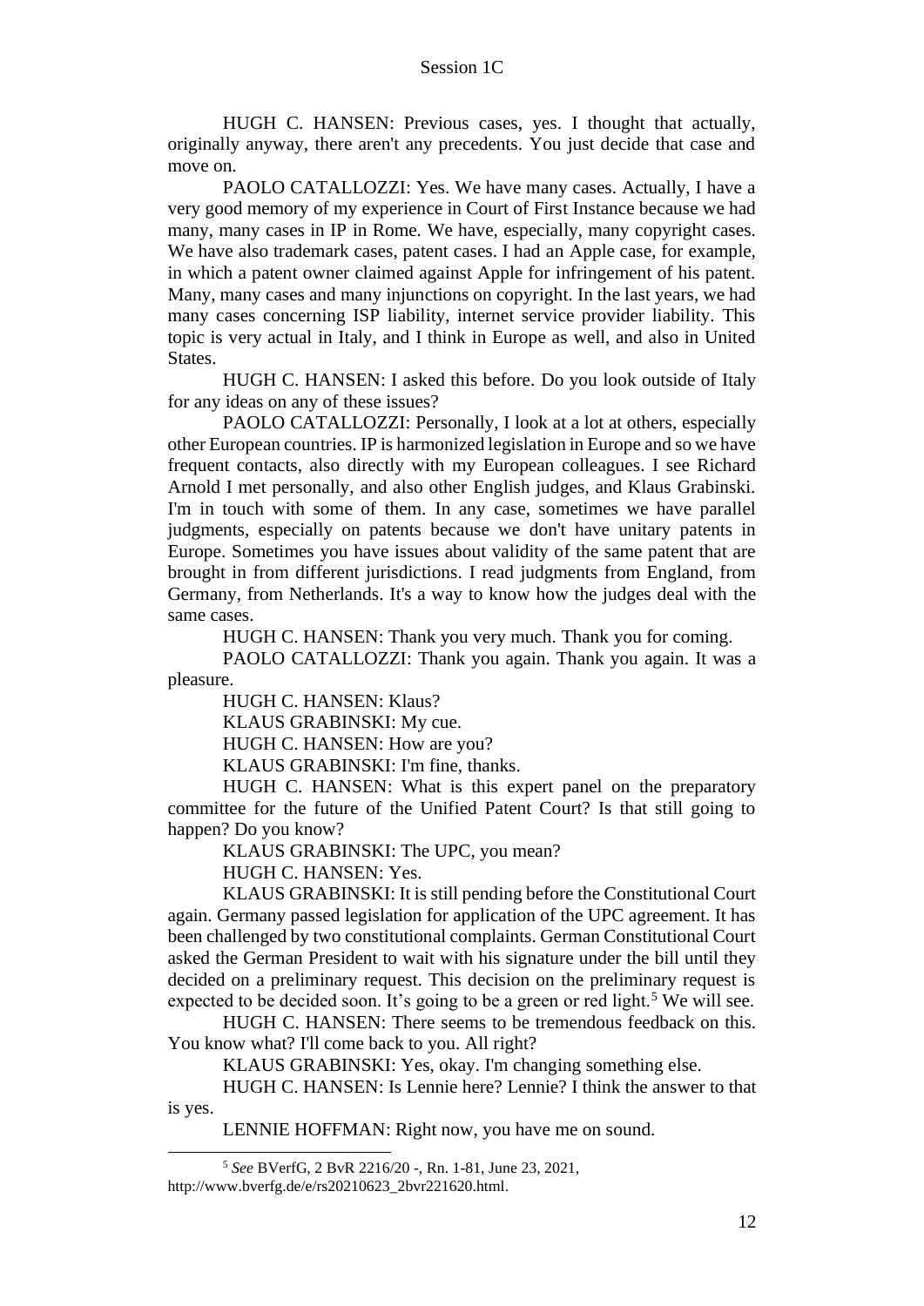HUGH C. HANSEN: Previous cases, yes. I thought that actually, originally anyway, there aren't any precedents. You just decide that case and move on.

PAOLO CATALLOZZI: Yes. We have many cases. Actually, I have a very good memory of my experience in Court of First Instance because we had many, many cases in IP in Rome. We have, especially, many copyright cases. We have also trademark cases, patent cases. I had an Apple case, for example, in which a patent owner claimed against Apple for infringement of his patent. Many, many cases and many injunctions on copyright. In the last years, we had many cases concerning ISP liability, internet service provider liability. This topic is very actual in Italy, and I think in Europe as well, and also in United States.

HUGH C. HANSEN: I asked this before. Do you look outside of Italy for any ideas on any of these issues?

PAOLO CATALLOZZI: Personally, I look at a lot at others, especially other European countries. IP is harmonized legislation in Europe and so we have frequent contacts, also directly with my European colleagues. I see Richard Arnold I met personally, and also other English judges, and Klaus Grabinski. I'm in touch with some of them. In any case, sometimes we have parallel judgments, especially on patents because we don't have unitary patents in Europe. Sometimes you have issues about validity of the same patent that are brought in from different jurisdictions. I read judgments from England, from Germany, from Netherlands. It's a way to know how the judges deal with the same cases.

HUGH C. HANSEN: Thank you very much. Thank you for coming.

PAOLO CATALLOZZI: Thank you again. Thank you again. It was a pleasure.

HUGH C. HANSEN: Klaus?

KLAUS GRABINSKI: My cue.

HUGH C. HANSEN: How are you?

KLAUS GRABINSKI: I'm fine, thanks.

HUGH C. HANSEN: What is this expert panel on the preparatory committee for the future of the Unified Patent Court? Is that still going to happen? Do you know?

KLAUS GRABINSKI: The UPC, you mean?

HUGH C. HANSEN: Yes.

KLAUS GRABINSKI: It is still pending before the Constitutional Court again. Germany passed legislation for application of the UPC agreement. It has been challenged by two constitutional complaints. German Constitutional Court asked the German President to wait with his signature under the bill until they decided on a preliminary request. This decision on the preliminary request is expected to be decided soon. It's going to be a green or red light.[5] We will see.

HUGH C. HANSEN: There seems to be tremendous feedback on this. You know what? I'll come back to you. All right?

KLAUS GRABINSKI: Yes, okay. I'm changing something else.

HUGH C. HANSEN: Is Lennie here? Lennie? I think the answer to that is yes.

LENNIE HOFFMAN: Right now, you have me on sound.

---

[5] *See* BVerfG, 2 BvR 2216/20 -, Rn. 1-81, June 23, 2021, http://www.bverfg.de/e/rs20210623_2bvr221620.html.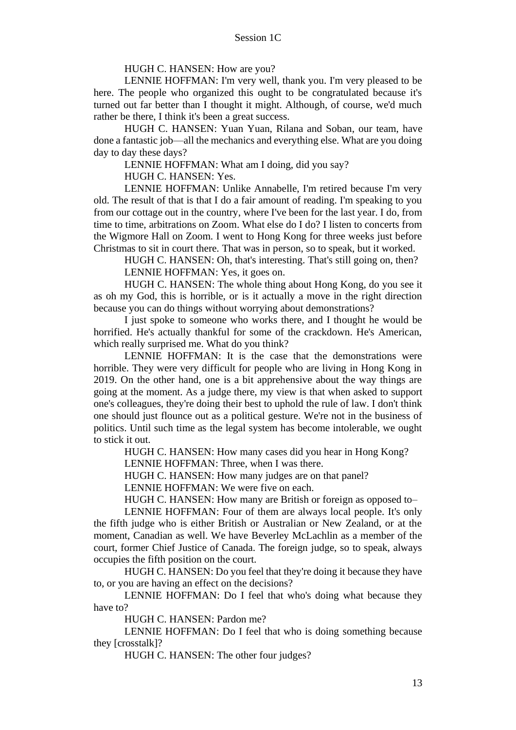HUGH C. HANSEN: How are you?

LENNIE HOFFMAN: I'm very well, thank you. I'm very pleased to be here. The people who organized this ought to be congratulated because it's turned out far better than I thought it might. Although, of course, we'd much rather be there, I think it's been a great success.

HUGH C. HANSEN: Yuan Yuan, Rilana and Soban, our team, have done a fantastic job—all the mechanics and everything else. What are you doing day to day these days?

LENNIE HOFFMAN: What am I doing, did you say?

HUGH C. HANSEN: Yes.

LENNIE HOFFMAN: Unlike Annabelle, I'm retired because I'm very old. The result of that is that I do a fair amount of reading. I'm speaking to you from our cottage out in the country, where I've been for the last year. I do, from time to time, arbitrations on Zoom. What else do I do? I listen to concerts from the Wigmore Hall on Zoom. I went to Hong Kong for three weeks just before Christmas to sit in court there. That was in person, so to speak, but it worked.

HUGH C. HANSEN: Oh, that's interesting. That's still going on, then?

LENNIE HOFFMAN: Yes, it goes on.

HUGH C. HANSEN: The whole thing about Hong Kong, do you see it as oh my God, this is horrible, or is it actually a move in the right direction because you can do things without worrying about demonstrations?

I just spoke to someone who works there, and I thought he would be horrified. He's actually thankful for some of the crackdown. He's American, which really surprised me. What do you think?

LENNIE HOFFMAN: It is the case that the demonstrations were horrible. They were very difficult for people who are living in Hong Kong in 2019. On the other hand, one is a bit apprehensive about the way things are going at the moment. As a judge there, my view is that when asked to support one's colleagues, they're doing their best to uphold the rule of law. I don't think one should just flounce out as a political gesture. We're not in the business of politics. Until such time as the legal system has become intolerable, we ought to stick it out.

HUGH C. HANSEN: How many cases did you hear in Hong Kong?

LENNIE HOFFMAN: Three, when I was there.

HUGH C. HANSEN: How many judges are on that panel?

LENNIE HOFFMAN: We were five on each.

HUGH C. HANSEN: How many are British or foreign as opposed to–

LENNIE HOFFMAN: Four of them are always local people. It's only the fifth judge who is either British or Australian or New Zealand, or at the moment, Canadian as well. We have Beverley McLachlin as a member of the court, former Chief Justice of Canada. The foreign judge, so to speak, always occupies the fifth position on the court.

HUGH C. HANSEN: Do you feel that they're doing it because they have to, or you are having an effect on the decisions?

LENNIE HOFFMAN: Do I feel that who's doing what because they have to?

HUGH C. HANSEN: Pardon me?

LENNIE HOFFMAN: Do I feel that who is doing something because they [crosstalk]?

HUGH C. HANSEN: The other four judges?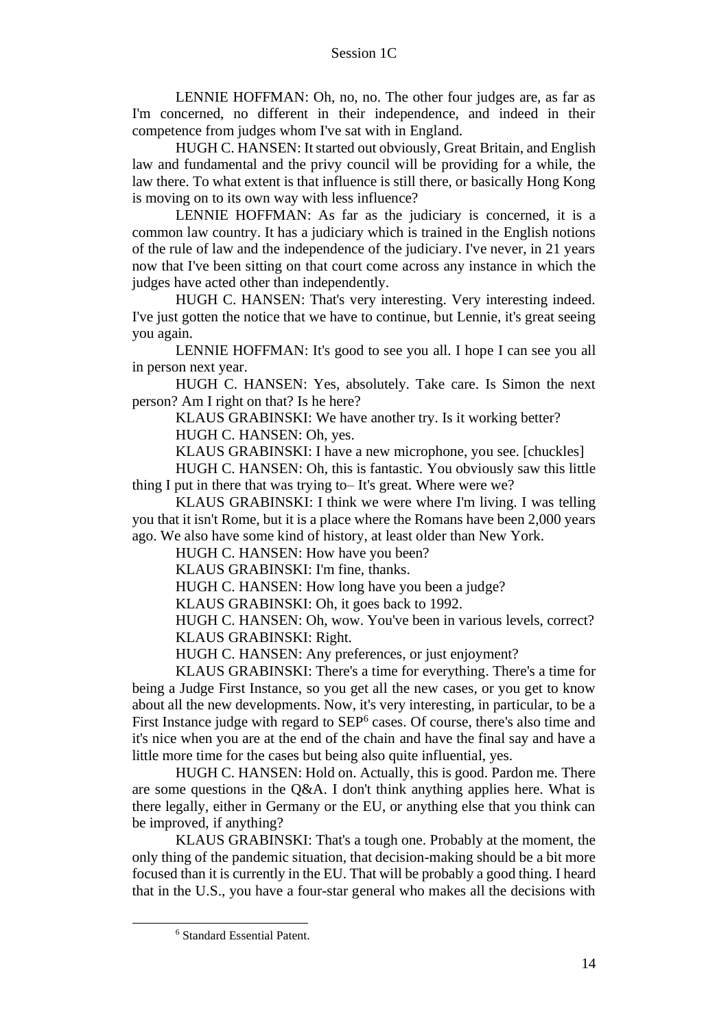LENNIE HOFFMAN: Oh, no, no. The other four judges are, as far as I'm concerned, no different in their independence, and indeed in their competence from judges whom I've sat with in England.

HUGH C. HANSEN: It started out obviously, Great Britain, and English law and fundamental and the privy council will be providing for a while, the law there. To what extent is that influence is still there, or basically Hong Kong is moving on to its own way with less influence?

LENNIE HOFFMAN: As far as the judiciary is concerned, it is a common law country. It has a judiciary which is trained in the English notions of the rule of law and the independence of the judiciary. I've never, in 21 years now that I've been sitting on that court come across any instance in which the judges have acted other than independently.

HUGH C. HANSEN: That's very interesting. Very interesting indeed. I've just gotten the notice that we have to continue, but Lennie, it's great seeing you again.

LENNIE HOFFMAN: It's good to see you all. I hope I can see you all in person next year.

HUGH C. HANSEN: Yes, absolutely. Take care. Is Simon the next person? Am I right on that? Is he here?

KLAUS GRABINSKI: We have another try. Is it working better?

HUGH C. HANSEN: Oh, yes.

KLAUS GRABINSKI: I have a new microphone, you see. [chuckles]

HUGH C. HANSEN: Oh, this is fantastic. You obviously saw this little thing I put in there that was trying to– It's great. Where were we?

KLAUS GRABINSKI: I think we were where I'm living. I was telling you that it isn't Rome, but it is a place where the Romans have been 2,000 years ago. We also have some kind of history, at least older than New York.

HUGH C. HANSEN: How have you been?

KLAUS GRABINSKI: I'm fine, thanks.

HUGH C. HANSEN: How long have you been a judge?

KLAUS GRABINSKI: Oh, it goes back to 1992.

HUGH C. HANSEN: Oh, wow. You've been in various levels, correct?

KLAUS GRABINSKI: Right.

HUGH C. HANSEN: Any preferences, or just enjoyment?

KLAUS GRABINSKI: There's a time for everything. There's a time for being a Judge First Instance, so you get all the new cases, or you get to know about all the new developments. Now, it's very interesting, in particular, to be a First Instance judge with regard to SEP[6] cases. Of course, there's also time and it's nice when you are at the end of the chain and have the final say and have a little more time for the cases but being also quite influential, yes.

HUGH C. HANSEN: Hold on. Actually, this is good. Pardon me. There are some questions in the Q&A. I don't think anything applies here. What is there legally, either in Germany or the EU, or anything else that you think can be improved, if anything?

KLAUS GRABINSKI: That's a tough one. Probably at the moment, the only thing of the pandemic situation, that decision-making should be a bit more focused than it is currently in the EU. That will be probably a good thing. I heard that in the U.S., you have a four-star general who makes all the decisions with

[6] Standard Essential Patent.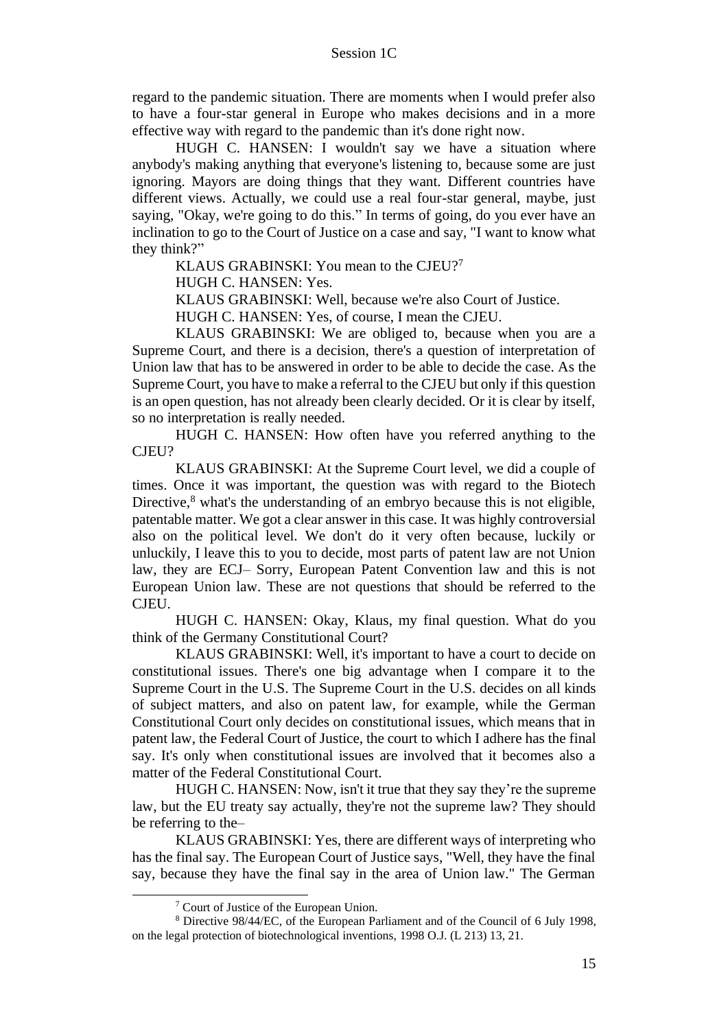regard to the pandemic situation. There are moments when I would prefer also to have a four-star general in Europe who makes decisions and in a more effective way with regard to the pandemic than it's done right now.

HUGH C. HANSEN: I wouldn't say we have a situation where anybody's making anything that everyone's listening to, because some are just ignoring. Mayors are doing things that they want. Different countries have different views. Actually, we could use a real four-star general, maybe, just saying, "Okay, we're going to do this." In terms of going, do you ever have an inclination to go to the Court of Justice on a case and say, "I want to know what they think?"

KLAUS GRABINSKI: You mean to the CJEU?[7]

HUGH C. HANSEN: Yes.

KLAUS GRABINSKI: Well, because we're also Court of Justice.

HUGH C. HANSEN: Yes, of course, I mean the CJEU.

KLAUS GRABINSKI: We are obliged to, because when you are a Supreme Court, and there is a decision, there's a question of interpretation of Union law that has to be answered in order to be able to decide the case. As the Supreme Court, you have to make a referral to the CJEU but only if this question is an open question, has not already been clearly decided. Or it is clear by itself, so no interpretation is really needed.

HUGH C. HANSEN: How often have you referred anything to the CJEU?

KLAUS GRABINSKI: At the Supreme Court level, we did a couple of times. Once it was important, the question was with regard to the Biotech Directive,[8] what's the understanding of an embryo because this is not eligible, patentable matter. We got a clear answer in this case. It was highly controversial also on the political level. We don't do it very often because, luckily or unluckily, I leave this to you to decide, most parts of patent law are not Union law, they are ECJ– Sorry, European Patent Convention law and this is not European Union law. These are not questions that should be referred to the CJEU.

HUGH C. HANSEN: Okay, Klaus, my final question. What do you think of the Germany Constitutional Court?

KLAUS GRABINSKI: Well, it's important to have a court to decide on constitutional issues. There's one big advantage when I compare it to the Supreme Court in the U.S. The Supreme Court in the U.S. decides on all kinds of subject matters, and also on patent law, for example, while the German Constitutional Court only decides on constitutional issues, which means that in patent law, the Federal Court of Justice, the court to which I adhere has the final say. It's only when constitutional issues are involved that it becomes also a matter of the Federal Constitutional Court.

HUGH C. HANSEN: Now, isn't it true that they say they're the supreme law, but the EU treaty say actually, they're not the supreme law? They should be referring to the–

KLAUS GRABINSKI: Yes, there are different ways of interpreting who has the final say. The European Court of Justice says, "Well, they have the final say, because they have the final say in the area of Union law." The German

---

[7] Court of Justice of the European Union.

[8] Directive 98/44/EC, of the European Parliament and of the Council of 6 July 1998, on the legal protection of biotechnological inventions, 1998 O.J. (L 213) 13, 21.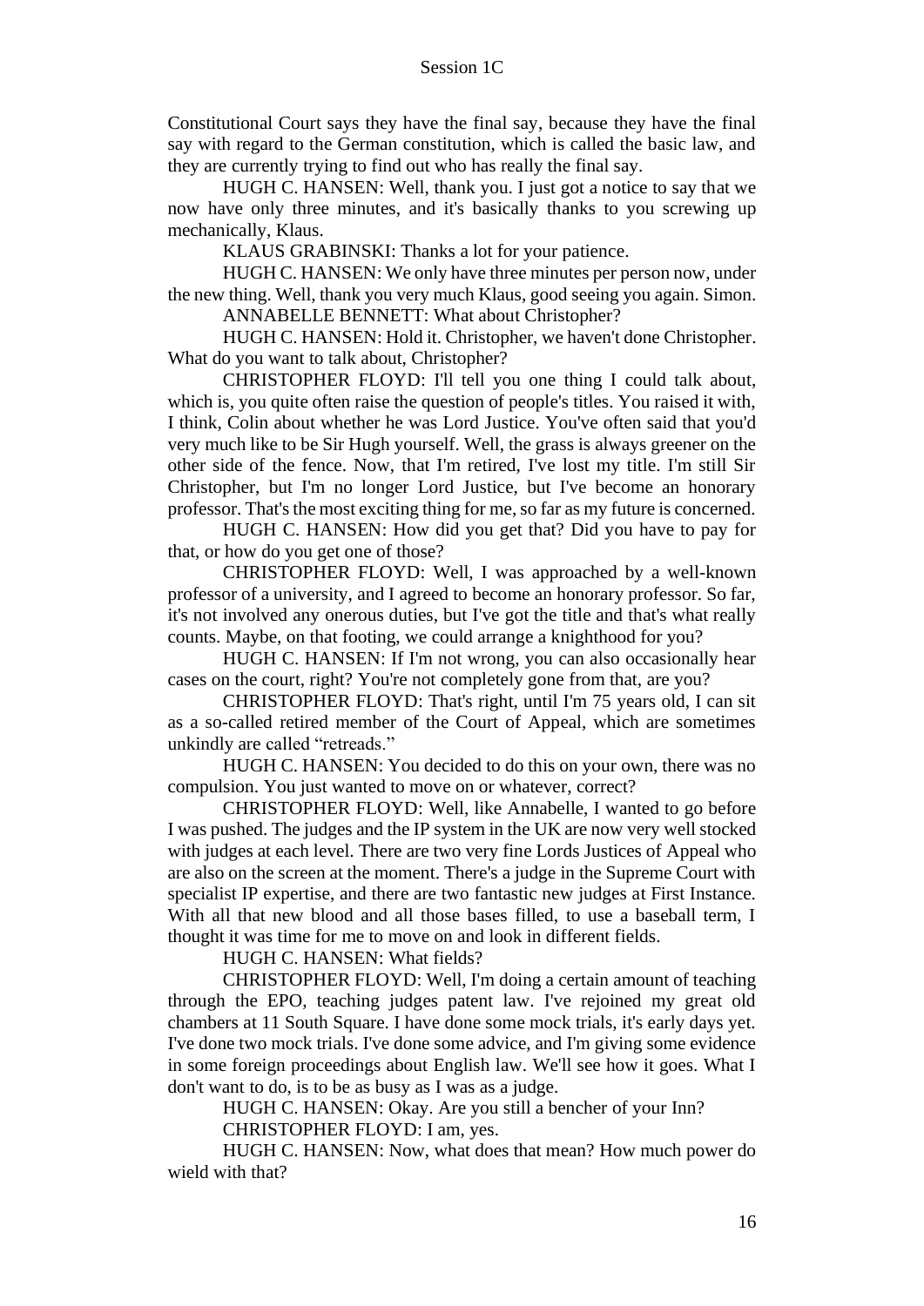Constitutional Court says they have the final say, because they have the final say with regard to the German constitution, which is called the basic law, and they are currently trying to find out who has really the final say.

HUGH C. HANSEN: Well, thank you. I just got a notice to say that we now have only three minutes, and it's basically thanks to you screwing up mechanically, Klaus.

KLAUS GRABINSKI: Thanks a lot for your patience.

HUGH C. HANSEN: We only have three minutes per person now, under the new thing. Well, thank you very much Klaus, good seeing you again. Simon.

ANNABELLE BENNETT: What about Christopher?

HUGH C. HANSEN: Hold it. Christopher, we haven't done Christopher. What do you want to talk about, Christopher?

CHRISTOPHER FLOYD: I'll tell you one thing I could talk about, which is, you quite often raise the question of people's titles. You raised it with, I think, Colin about whether he was Lord Justice. You've often said that you'd very much like to be Sir Hugh yourself. Well, the grass is always greener on the other side of the fence. Now, that I'm retired, I've lost my title. I'm still Sir Christopher, but I'm no longer Lord Justice, but I've become an honorary professor. That's the most exciting thing for me, so far as my future is concerned.

HUGH C. HANSEN: How did you get that? Did you have to pay for that, or how do you get one of those?

CHRISTOPHER FLOYD: Well, I was approached by a well-known professor of a university, and I agreed to become an honorary professor. So far, it's not involved any onerous duties, but I've got the title and that's what really counts. Maybe, on that footing, we could arrange a knighthood for you?

HUGH C. HANSEN: If I'm not wrong, you can also occasionally hear cases on the court, right? You're not completely gone from that, are you?

CHRISTOPHER FLOYD: That's right, until I'm 75 years old, I can sit as a so-called retired member of the Court of Appeal, which are sometimes unkindly are called "retreads."

HUGH C. HANSEN: You decided to do this on your own, there was no compulsion. You just wanted to move on or whatever, correct?

CHRISTOPHER FLOYD: Well, like Annabelle, I wanted to go before I was pushed. The judges and the IP system in the UK are now very well stocked with judges at each level. There are two very fine Lords Justices of Appeal who are also on the screen at the moment. There's a judge in the Supreme Court with specialist IP expertise, and there are two fantastic new judges at First Instance. With all that new blood and all those bases filled, to use a baseball term, I thought it was time for me to move on and look in different fields.

HUGH C. HANSEN: What fields?

CHRISTOPHER FLOYD: Well, I'm doing a certain amount of teaching through the EPO, teaching judges patent law. I've rejoined my great old chambers at 11 South Square. I have done some mock trials, it's early days yet. I've done two mock trials. I've done some advice, and I'm giving some evidence in some foreign proceedings about English law. We'll see how it goes. What I don't want to do, is to be as busy as I was as a judge.

HUGH C. HANSEN: Okay. Are you still a bencher of your Inn?

CHRISTOPHER FLOYD: I am, yes.

HUGH C. HANSEN: Now, what does that mean? How much power do wield with that?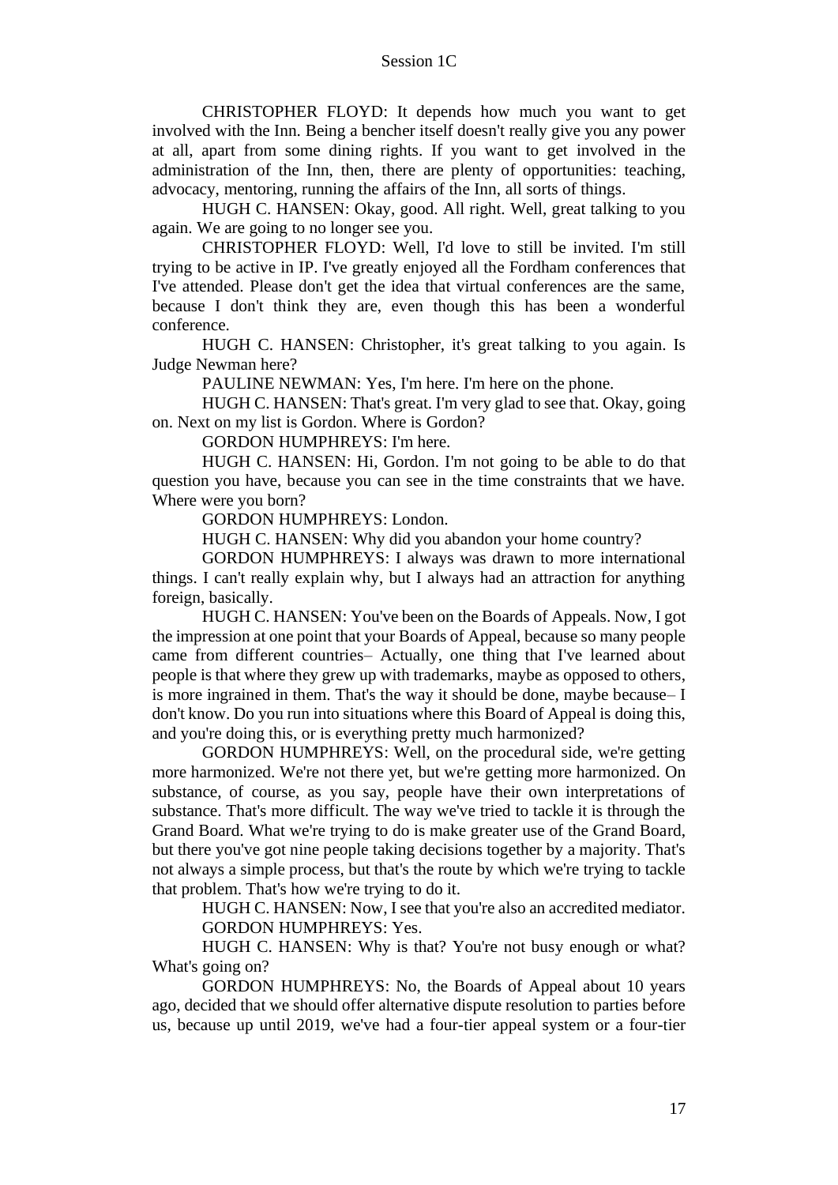CHRISTOPHER FLOYD: It depends how much you want to get involved with the Inn. Being a bencher itself doesn't really give you any power at all, apart from some dining rights. If you want to get involved in the administration of the Inn, then, there are plenty of opportunities: teaching, advocacy, mentoring, running the affairs of the Inn, all sorts of things.

HUGH C. HANSEN: Okay, good. All right. Well, great talking to you again. We are going to no longer see you.

CHRISTOPHER FLOYD: Well, I'd love to still be invited. I'm still trying to be active in IP. I've greatly enjoyed all the Fordham conferences that I've attended. Please don't get the idea that virtual conferences are the same, because I don't think they are, even though this has been a wonderful conference.

HUGH C. HANSEN: Christopher, it's great talking to you again. Is Judge Newman here?

PAULINE NEWMAN: Yes, I'm here. I'm here on the phone.

HUGH C. HANSEN: That's great. I'm very glad to see that. Okay, going on. Next on my list is Gordon. Where is Gordon?

GORDON HUMPHREYS: I'm here.

HUGH C. HANSEN: Hi, Gordon. I'm not going to be able to do that question you have, because you can see in the time constraints that we have. Where were you born?

GORDON HUMPHREYS: London.

HUGH C. HANSEN: Why did you abandon your home country?

GORDON HUMPHREYS: I always was drawn to more international things. I can't really explain why, but I always had an attraction for anything foreign, basically.

HUGH C. HANSEN: You've been on the Boards of Appeals. Now, I got the impression at one point that your Boards of Appeal, because so many people came from different countries– Actually, one thing that I've learned about people is that where they grew up with trademarks, maybe as opposed to others, is more ingrained in them. That's the way it should be done, maybe because– I don't know. Do you run into situations where this Board of Appeal is doing this, and you're doing this, or is everything pretty much harmonized?

GORDON HUMPHREYS: Well, on the procedural side, we're getting more harmonized. We're not there yet, but we're getting more harmonized. On substance, of course, as you say, people have their own interpretations of substance. That's more difficult. The way we've tried to tackle it is through the Grand Board. What we're trying to do is make greater use of the Grand Board, but there you've got nine people taking decisions together by a majority. That's not always a simple process, but that's the route by which we're trying to tackle that problem. That's how we're trying to do it.

HUGH C. HANSEN: Now, I see that you're also an accredited mediator.

GORDON HUMPHREYS: Yes.

HUGH C. HANSEN: Why is that? You're not busy enough or what? What's going on?

GORDON HUMPHREYS: No, the Boards of Appeal about 10 years ago, decided that we should offer alternative dispute resolution to parties before us, because up until 2019, we've had a four-tier appeal system or a four-tier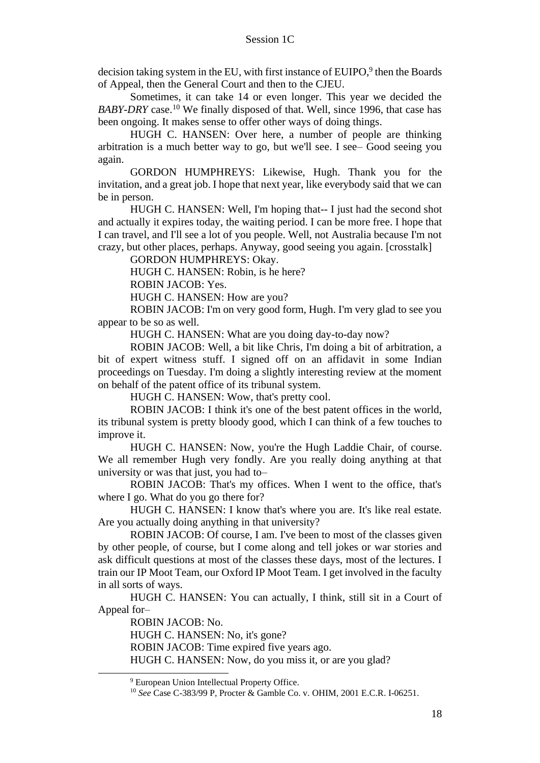decision taking system in the EU, with first instance of EUIPO,[9] then the Boards of Appeal, then the General Court and then to the CJEU.

Sometimes, it can take 14 or even longer. This year we decided the *BABY-DRY* case.[10] We finally disposed of that. Well, since 1996, that case has been ongoing. It makes sense to offer other ways of doing things.

HUGH C. HANSEN: Over here, a number of people are thinking arbitration is a much better way to go, but we'll see. I see– Good seeing you again.

GORDON HUMPHREYS: Likewise, Hugh. Thank you for the invitation, and a great job. I hope that next year, like everybody said that we can be in person.

HUGH C. HANSEN: Well, I'm hoping that-- I just had the second shot and actually it expires today, the waiting period. I can be more free. I hope that I can travel, and I'll see a lot of you people. Well, not Australia because I'm not crazy, but other places, perhaps. Anyway, good seeing you again. [crosstalk]

GORDON HUMPHREYS: Okay.

HUGH C. HANSEN: Robin, is he here?

ROBIN JACOB: Yes.

HUGH C. HANSEN: How are you?

ROBIN JACOB: I'm on very good form, Hugh. I'm very glad to see you appear to be so as well.

HUGH C. HANSEN: What are you doing day-to-day now?

ROBIN JACOB: Well, a bit like Chris, I'm doing a bit of arbitration, a bit of expert witness stuff. I signed off on an affidavit in some Indian proceedings on Tuesday. I'm doing a slightly interesting review at the moment on behalf of the patent office of its tribunal system.

HUGH C. HANSEN: Wow, that's pretty cool.

ROBIN JACOB: I think it's one of the best patent offices in the world, its tribunal system is pretty bloody good, which I can think of a few touches to improve it.

HUGH C. HANSEN: Now, you're the Hugh Laddie Chair, of course. We all remember Hugh very fondly. Are you really doing anything at that university or was that just, you had to–

ROBIN JACOB: That's my offices. When I went to the office, that's where I go. What do you go there for?

HUGH C. HANSEN: I know that's where you are. It's like real estate. Are you actually doing anything in that university?

ROBIN JACOB: Of course, I am. I've been to most of the classes given by other people, of course, but I come along and tell jokes or war stories and ask difficult questions at most of the classes these days, most of the lectures. I train our IP Moot Team, our Oxford IP Moot Team. I get involved in the faculty in all sorts of ways.

HUGH C. HANSEN: You can actually, I think, still sit in a Court of Appeal for–

ROBIN JACOB: No.

HUGH C. HANSEN: No, it's gone?

ROBIN JACOB: Time expired five years ago.

HUGH C. HANSEN: Now, do you miss it, or are you glad?

---

[9] European Union Intellectual Property Office.

[10] *See* Case C-383/99 P, Procter & Gamble Co. v. OHIM, 2001 E.C.R. I-06251.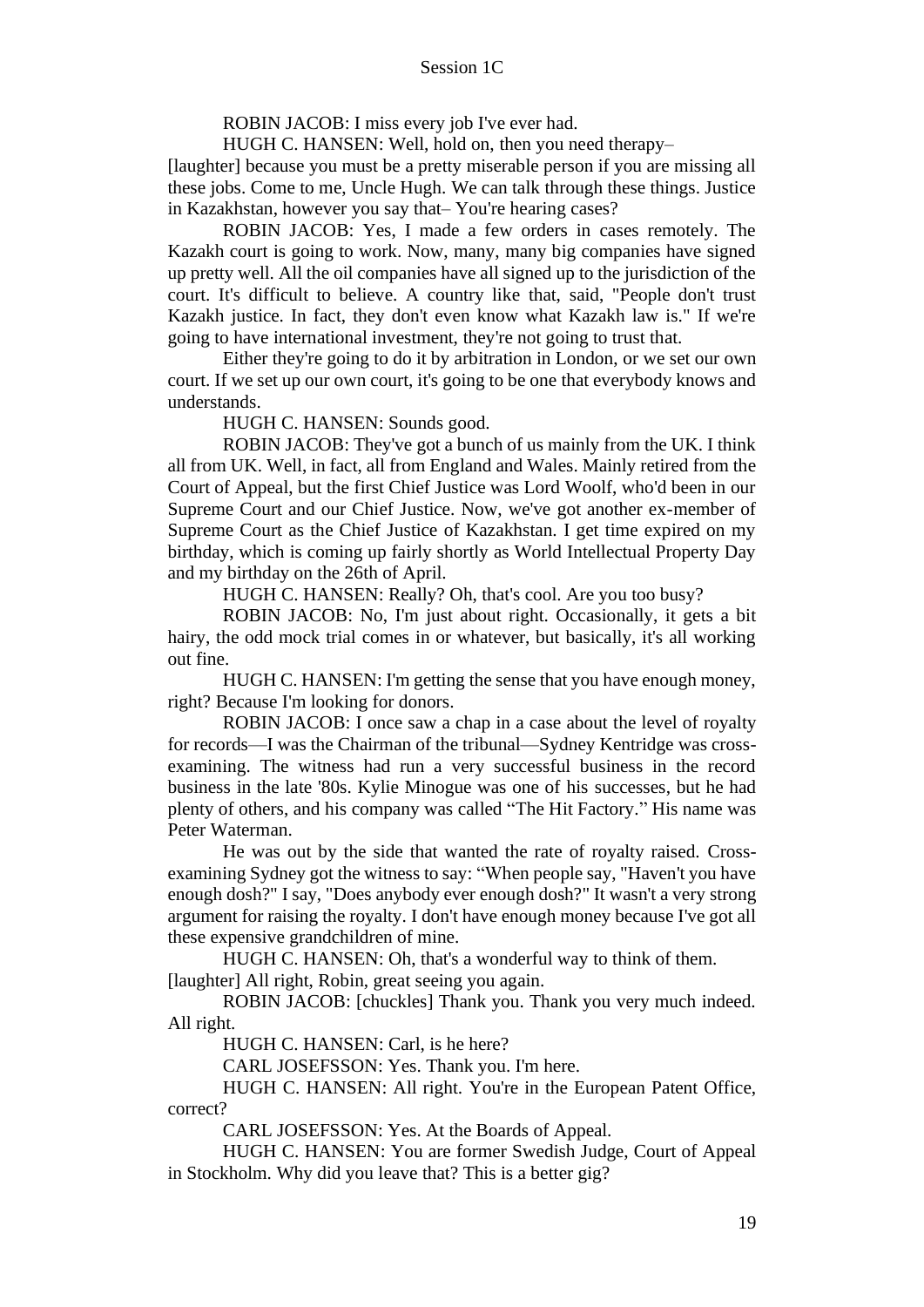ROBIN JACOB: I miss every job I've ever had.

HUGH C. HANSEN: Well, hold on, then you need therapy– [laughter] because you must be a pretty miserable person if you are missing all these jobs. Come to me, Uncle Hugh. We can talk through these things. Justice in Kazakhstan, however you say that– You're hearing cases?

ROBIN JACOB: Yes, I made a few orders in cases remotely. The Kazakh court is going to work. Now, many, many big companies have signed up pretty well. All the oil companies have all signed up to the jurisdiction of the court. It's difficult to believe. A country like that, said, "People don't trust Kazakh justice. In fact, they don't even know what Kazakh law is." If we're going to have international investment, they're not going to trust that.

Either they're going to do it by arbitration in London, or we set our own court. If we set up our own court, it's going to be one that everybody knows and understands.

HUGH C. HANSEN: Sounds good.

ROBIN JACOB: They've got a bunch of us mainly from the UK. I think all from UK. Well, in fact, all from England and Wales. Mainly retired from the Court of Appeal, but the first Chief Justice was Lord Woolf, who'd been in our Supreme Court and our Chief Justice. Now, we've got another ex-member of Supreme Court as the Chief Justice of Kazakhstan. I get time expired on my birthday, which is coming up fairly shortly as World Intellectual Property Day and my birthday on the 26th of April.

HUGH C. HANSEN: Really? Oh, that's cool. Are you too busy?

ROBIN JACOB: No, I'm just about right. Occasionally, it gets a bit hairy, the odd mock trial comes in or whatever, but basically, it's all working out fine.

HUGH C. HANSEN: I'm getting the sense that you have enough money, right? Because I'm looking for donors.

ROBIN JACOB: I once saw a chap in a case about the level of royalty for records—I was the Chairman of the tribunal—Sydney Kentridge was cross-examining. The witness had run a very successful business in the record business in the late '80s. Kylie Minogue was one of his successes, but he had plenty of others, and his company was called "The Hit Factory." His name was Peter Waterman.

He was out by the side that wanted the rate of royalty raised. Cross-examining Sydney got the witness to say: "When people say, "Haven't you have enough dosh?" I say, "Does anybody ever enough dosh?" It wasn't a very strong argument for raising the royalty. I don't have enough money because I've got all these expensive grandchildren of mine.

HUGH C. HANSEN: Oh, that's a wonderful way to think of them. [laughter] All right, Robin, great seeing you again.

ROBIN JACOB: [chuckles] Thank you. Thank you very much indeed. All right.

HUGH C. HANSEN: Carl, is he here?

CARL JOSEFSSON: Yes. Thank you. I'm here.

HUGH C. HANSEN: All right. You're in the European Patent Office, correct?

CARL JOSEFSSON: Yes. At the Boards of Appeal.

HUGH C. HANSEN: You are former Swedish Judge, Court of Appeal in Stockholm. Why did you leave that? This is a better gig?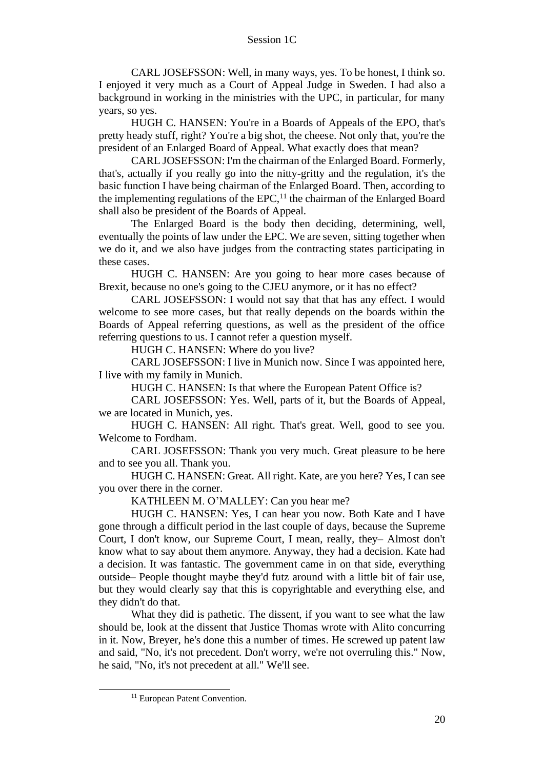CARL JOSEFSSON: Well, in many ways, yes. To be honest, I think so. I enjoyed it very much as a Court of Appeal Judge in Sweden. I had also a background in working in the ministries with the UPC, in particular, for many years, so yes.

HUGH C. HANSEN: You're in a Boards of Appeals of the EPO, that's pretty heady stuff, right? You're a big shot, the cheese. Not only that, you're the president of an Enlarged Board of Appeal. What exactly does that mean?

CARL JOSEFSSON: I'm the chairman of the Enlarged Board. Formerly, that's, actually if you really go into the nitty-gritty and the regulation, it's the basic function I have being chairman of the Enlarged Board. Then, according to the implementing regulations of the EPC,[11] the chairman of the Enlarged Board shall also be president of the Boards of Appeal.

The Enlarged Board is the body then deciding, determining, well, eventually the points of law under the EPC. We are seven, sitting together when we do it, and we also have judges from the contracting states participating in these cases.

HUGH C. HANSEN: Are you going to hear more cases because of Brexit, because no one's going to the CJEU anymore, or it has no effect?

CARL JOSEFSSON: I would not say that that has any effect. I would welcome to see more cases, but that really depends on the boards within the Boards of Appeal referring questions, as well as the president of the office referring questions to us. I cannot refer a question myself.

HUGH C. HANSEN: Where do you live?

CARL JOSEFSSON: I live in Munich now. Since I was appointed here, I live with my family in Munich.

HUGH C. HANSEN: Is that where the European Patent Office is?

CARL JOSEFSSON: Yes. Well, parts of it, but the Boards of Appeal, we are located in Munich, yes.

HUGH C. HANSEN: All right. That's great. Well, good to see you. Welcome to Fordham.

CARL JOSEFSSON: Thank you very much. Great pleasure to be here and to see you all. Thank you.

HUGH C. HANSEN: Great. All right. Kate, are you here? Yes, I can see you over there in the corner.

KATHLEEN M. O'MALLEY: Can you hear me?

HUGH C. HANSEN: Yes, I can hear you now. Both Kate and I have gone through a difficult period in the last couple of days, because the Supreme Court, I don't know, our Supreme Court, I mean, really, they– Almost don't know what to say about them anymore. Anyway, they had a decision. Kate had a decision. It was fantastic. The government came in on that side, everything outside– People thought maybe they'd futz around with a little bit of fair use, but they would clearly say that this is copyrightable and everything else, and they didn't do that.

What they did is pathetic. The dissent, if you want to see what the law should be, look at the dissent that Justice Thomas wrote with Alito concurring in it. Now, Breyer, he's done this a number of times. He screwed up patent law and said, "No, it's not precedent. Don't worry, we're not overruling this." Now, he said, "No, it's not precedent at all." We'll see.

[11] European Patent Convention.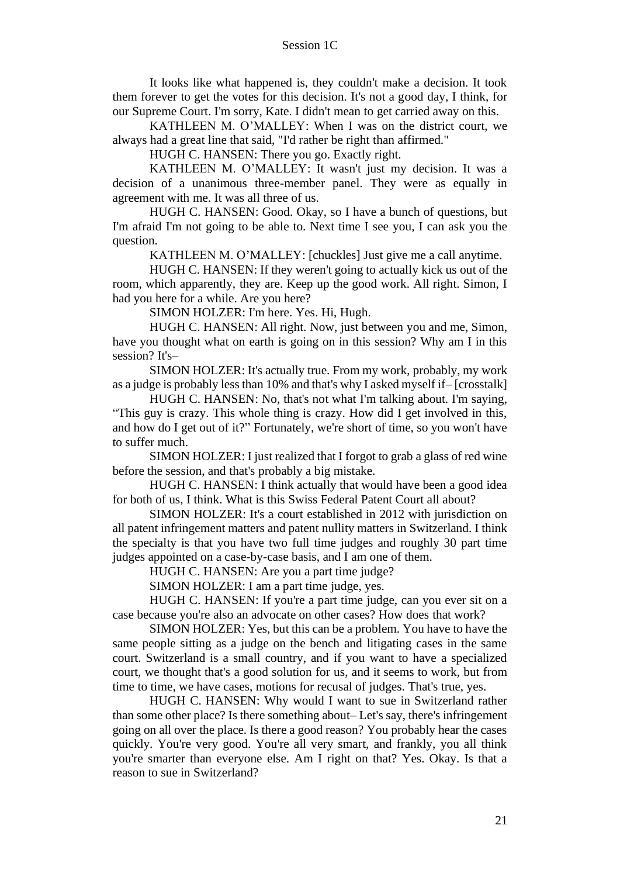It looks like what happened is, they couldn't make a decision. It took them forever to get the votes for this decision. It's not a good day, I think, for our Supreme Court. I'm sorry, Kate. I didn't mean to get carried away on this.

KATHLEEN M. O'MALLEY: When I was on the district court, we always had a great line that said, "I'd rather be right than affirmed."

HUGH C. HANSEN: There you go. Exactly right.

KATHLEEN M. O'MALLEY: It wasn't just my decision. It was a decision of a unanimous three-member panel. They were as equally in agreement with me. It was all three of us.

HUGH C. HANSEN: Good. Okay, so I have a bunch of questions, but I'm afraid I'm not going to be able to. Next time I see you, I can ask you the question.

KATHLEEN M. O'MALLEY: [chuckles] Just give me a call anytime.

HUGH C. HANSEN: If they weren't going to actually kick us out of the room, which apparently, they are. Keep up the good work. All right. Simon, I had you here for a while. Are you here?

SIMON HOLZER: I'm here. Yes. Hi, Hugh.

HUGH C. HANSEN: All right. Now, just between you and me, Simon, have you thought what on earth is going on in this session? Why am I in this session? It's–

SIMON HOLZER: It's actually true. From my work, probably, my work as a judge is probably less than 10% and that's why I asked myself if– [crosstalk]

HUGH C. HANSEN: No, that's not what I'm talking about. I'm saying, "This guy is crazy. This whole thing is crazy. How did I get involved in this, and how do I get out of it?" Fortunately, we're short of time, so you won't have to suffer much.

SIMON HOLZER: I just realized that I forgot to grab a glass of red wine before the session, and that's probably a big mistake.

HUGH C. HANSEN: I think actually that would have been a good idea for both of us, I think. What is this Swiss Federal Patent Court all about?

SIMON HOLZER: It's a court established in 2012 with jurisdiction on all patent infringement matters and patent nullity matters in Switzerland. I think the specialty is that you have two full time judges and roughly 30 part time judges appointed on a case-by-case basis, and I am one of them.

HUGH C. HANSEN: Are you a part time judge?

SIMON HOLZER: I am a part time judge, yes.

HUGH C. HANSEN: If you're a part time judge, can you ever sit on a case because you're also an advocate on other cases? How does that work?

SIMON HOLZER: Yes, but this can be a problem. You have to have the same people sitting as a judge on the bench and litigating cases in the same court. Switzerland is a small country, and if you want to have a specialized court, we thought that's a good solution for us, and it seems to work, but from time to time, we have cases, motions for recusal of judges. That's true, yes.

HUGH C. HANSEN: Why would I want to sue in Switzerland rather than some other place? Is there something about– Let's say, there's infringement going on all over the place. Is there a good reason? You probably hear the cases quickly. You're very good. You're all very smart, and frankly, you all think you're smarter than everyone else. Am I right on that? Yes. Okay. Is that a reason to sue in Switzerland?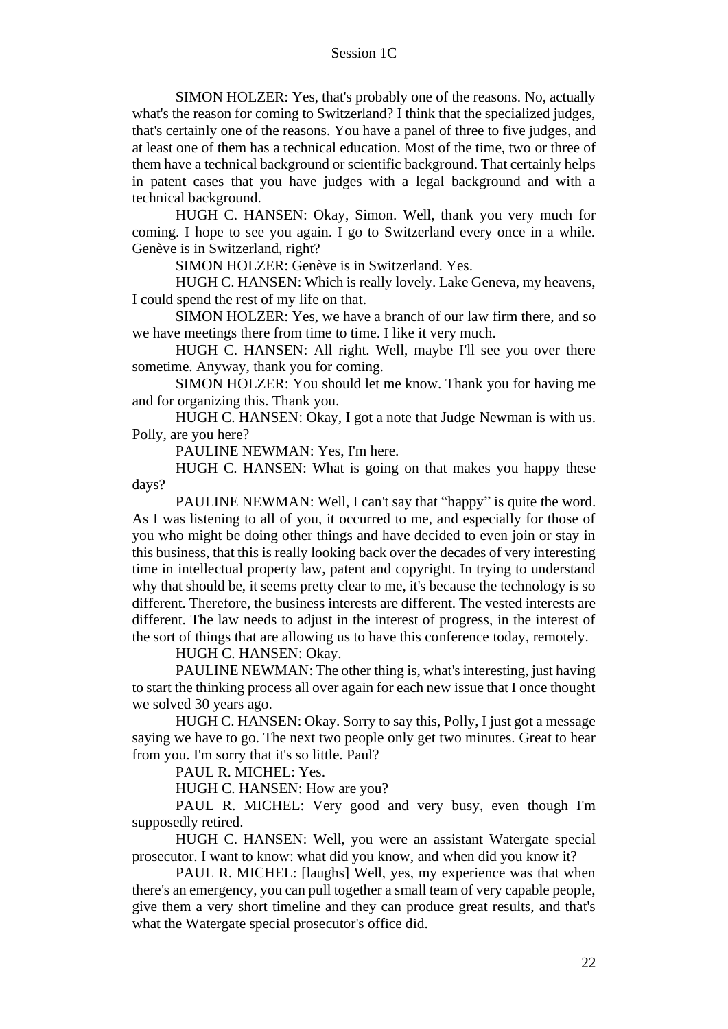SIMON HOLZER: Yes, that's probably one of the reasons. No, actually what's the reason for coming to Switzerland? I think that the specialized judges, that's certainly one of the reasons. You have a panel of three to five judges, and at least one of them has a technical education. Most of the time, two or three of them have a technical background or scientific background. That certainly helps in patent cases that you have judges with a legal background and with a technical background.

HUGH C. HANSEN: Okay, Simon. Well, thank you very much for coming. I hope to see you again. I go to Switzerland every once in a while. Genève is in Switzerland, right?

SIMON HOLZER: Genève is in Switzerland. Yes.

HUGH C. HANSEN: Which is really lovely. Lake Geneva, my heavens, I could spend the rest of my life on that.

SIMON HOLZER: Yes, we have a branch of our law firm there, and so we have meetings there from time to time. I like it very much.

HUGH C. HANSEN: All right. Well, maybe I'll see you over there sometime. Anyway, thank you for coming.

SIMON HOLZER: You should let me know. Thank you for having me and for organizing this. Thank you.

HUGH C. HANSEN: Okay, I got a note that Judge Newman is with us. Polly, are you here?

PAULINE NEWMAN: Yes, I'm here.

HUGH C. HANSEN: What is going on that makes you happy these days?

PAULINE NEWMAN: Well, I can't say that "happy" is quite the word. As I was listening to all of you, it occurred to me, and especially for those of you who might be doing other things and have decided to even join or stay in this business, that this is really looking back over the decades of very interesting time in intellectual property law, patent and copyright. In trying to understand why that should be, it seems pretty clear to me, it's because the technology is so different. Therefore, the business interests are different. The vested interests are different. The law needs to adjust in the interest of progress, in the interest of the sort of things that are allowing us to have this conference today, remotely.

HUGH C. HANSEN: Okay.

PAULINE NEWMAN: The other thing is, what's interesting, just having to start the thinking process all over again for each new issue that I once thought we solved 30 years ago.

HUGH C. HANSEN: Okay. Sorry to say this, Polly, I just got a message saying we have to go. The next two people only get two minutes. Great to hear from you. I'm sorry that it's so little. Paul?

PAUL R. MICHEL: Yes.

HUGH C. HANSEN: How are you?

PAUL R. MICHEL: Very good and very busy, even though I'm supposedly retired.

HUGH C. HANSEN: Well, you were an assistant Watergate special prosecutor. I want to know: what did you know, and when did you know it?

PAUL R. MICHEL: [laughs] Well, yes, my experience was that when there's an emergency, you can pull together a small team of very capable people, give them a very short timeline and they can produce great results, and that's what the Watergate special prosecutor's office did.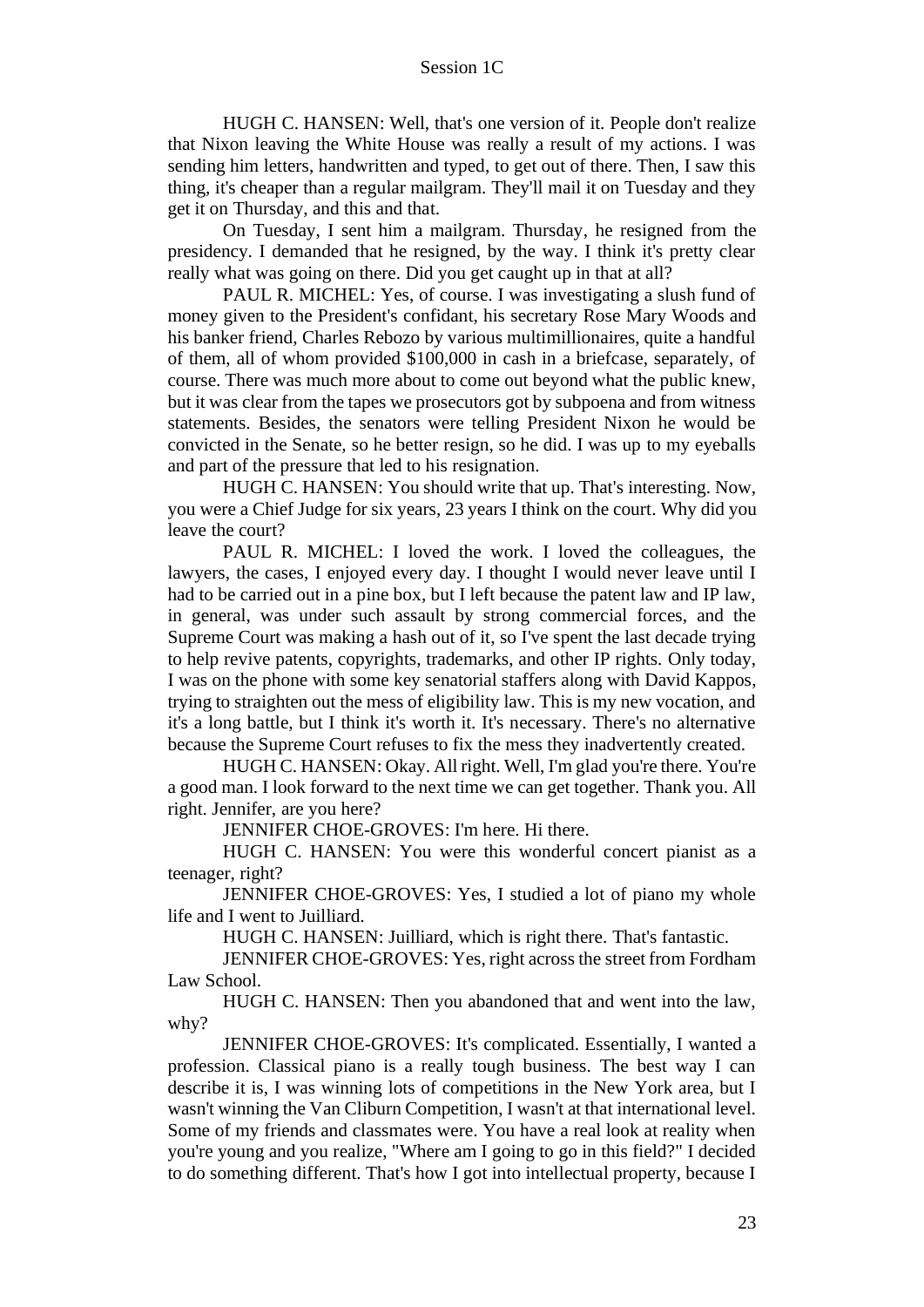HUGH C. HANSEN: Well, that's one version of it. People don't realize that Nixon leaving the White House was really a result of my actions. I was sending him letters, handwritten and typed, to get out of there. Then, I saw this thing, it's cheaper than a regular mailgram. They'll mail it on Tuesday and they get it on Thursday, and this and that.

On Tuesday, I sent him a mailgram. Thursday, he resigned from the presidency. I demanded that he resigned, by the way. I think it's pretty clear really what was going on there. Did you get caught up in that at all?

PAUL R. MICHEL: Yes, of course. I was investigating a slush fund of money given to the President's confidant, his secretary Rose Mary Woods and his banker friend, Charles Rebozo by various multimillionaires, quite a handful of them, all of whom provided $100,000 in cash in a briefcase, separately, of course. There was much more about to come out beyond what the public knew, but it was clear from the tapes we prosecutors got by subpoena and from witness statements. Besides, the senators were telling President Nixon he would be convicted in the Senate, so he better resign, so he did. I was up to my eyeballs and part of the pressure that led to his resignation.

HUGH C. HANSEN: You should write that up. That's interesting. Now, you were a Chief Judge for six years, 23 years I think on the court. Why did you leave the court?

PAUL R. MICHEL: I loved the work. I loved the colleagues, the lawyers, the cases, I enjoyed every day. I thought I would never leave until I had to be carried out in a pine box, but I left because the patent law and IP law, in general, was under such assault by strong commercial forces, and the Supreme Court was making a hash out of it, so I've spent the last decade trying to help revive patents, copyrights, trademarks, and other IP rights. Only today, I was on the phone with some key senatorial staffers along with David Kappos, trying to straighten out the mess of eligibility law. This is my new vocation, and it's a long battle, but I think it's worth it. It's necessary. There's no alternative because the Supreme Court refuses to fix the mess they inadvertently created.

HUGH C. HANSEN: Okay. All right. Well, I'm glad you're there. You're a good man. I look forward to the next time we can get together. Thank you. All right. Jennifer, are you here?

JENNIFER CHOE-GROVES: I'm here. Hi there.

HUGH C. HANSEN: You were this wonderful concert pianist as a teenager, right?

JENNIFER CHOE-GROVES: Yes, I studied a lot of piano my whole life and I went to Juilliard.

HUGH C. HANSEN: Juilliard, which is right there. That's fantastic.

JENNIFER CHOE-GROVES: Yes, right across the street from Fordham Law School.

HUGH C. HANSEN: Then you abandoned that and went into the law, why?

JENNIFER CHOE-GROVES: It's complicated. Essentially, I wanted a profession. Classical piano is a really tough business. The best way I can describe it is, I was winning lots of competitions in the New York area, but I wasn't winning the Van Cliburn Competition, I wasn't at that international level. Some of my friends and classmates were. You have a real look at reality when you're young and you realize, "Where am I going to go in this field?" I decided to do something different. That's how I got into intellectual property, because I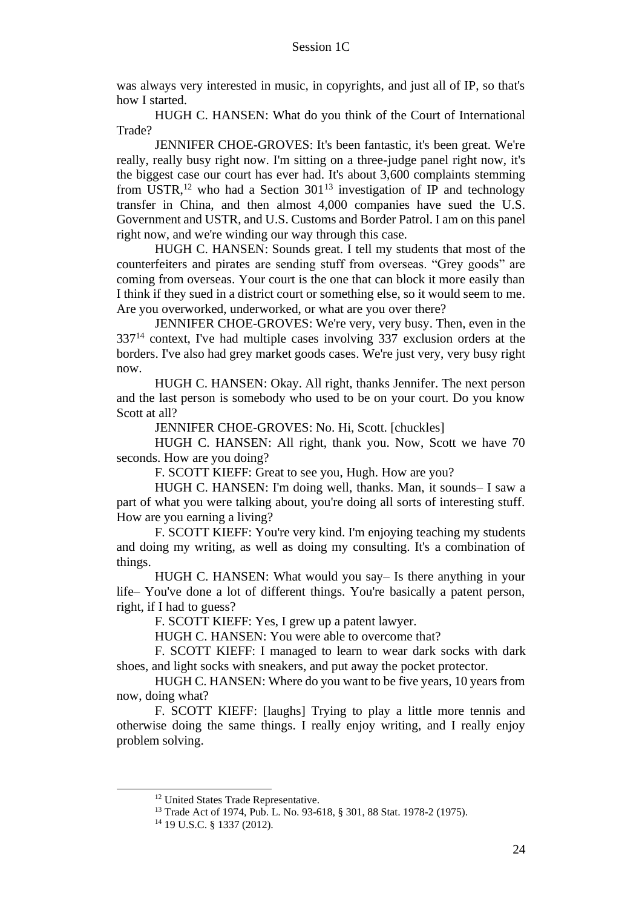was always very interested in music, in copyrights, and just all of IP, so that's how I started.

HUGH C. HANSEN: What do you think of the Court of International Trade?

JENNIFER CHOE-GROVES: It's been fantastic, it's been great. We're really, really busy right now. I'm sitting on a three-judge panel right now, it's the biggest case our court has ever had. It's about 3,600 complaints stemming from USTR,[12] who had a Section 301[13] investigation of IP and technology transfer in China, and then almost 4,000 companies have sued the U.S. Government and USTR, and U.S. Customs and Border Patrol. I am on this panel right now, and we're winding our way through this case.

HUGH C. HANSEN: Sounds great. I tell my students that most of the counterfeiters and pirates are sending stuff from overseas. "Grey goods" are coming from overseas. Your court is the one that can block it more easily than I think if they sued in a district court or something else, so it would seem to me. Are you overworked, underworked, or what are you over there?

JENNIFER CHOE-GROVES: We're very, very busy. Then, even in the 337[14] context, I've had multiple cases involving 337 exclusion orders at the borders. I've also had grey market goods cases. We're just very, very busy right now.

HUGH C. HANSEN: Okay. All right, thanks Jennifer. The next person and the last person is somebody who used to be on your court. Do you know Scott at all?

JENNIFER CHOE-GROVES: No. Hi, Scott. [chuckles]

HUGH C. HANSEN: All right, thank you. Now, Scott we have 70 seconds. How are you doing?

F. SCOTT KIEFF: Great to see you, Hugh. How are you?

HUGH C. HANSEN: I'm doing well, thanks. Man, it sounds– I saw a part of what you were talking about, you're doing all sorts of interesting stuff. How are you earning a living?

F. SCOTT KIEFF: You're very kind. I'm enjoying teaching my students and doing my writing, as well as doing my consulting. It's a combination of things.

HUGH C. HANSEN: What would you say– Is there anything in your life– You've done a lot of different things. You're basically a patent person, right, if I had to guess?

F. SCOTT KIEFF: Yes, I grew up a patent lawyer.

HUGH C. HANSEN: You were able to overcome that?

F. SCOTT KIEFF: I managed to learn to wear dark socks with dark shoes, and light socks with sneakers, and put away the pocket protector.

HUGH C. HANSEN: Where do you want to be five years, 10 years from now, doing what?

F. SCOTT KIEFF: [laughs] Trying to play a little more tennis and otherwise doing the same things. I really enjoy writing, and I really enjoy problem solving.

---

[12] United States Trade Representative.

[13] Trade Act of 1974, Pub. L. No. 93-618, § 301, 88 Stat. 1978-2 (1975).

[14] 19 U.S.C. § 1337 (2012).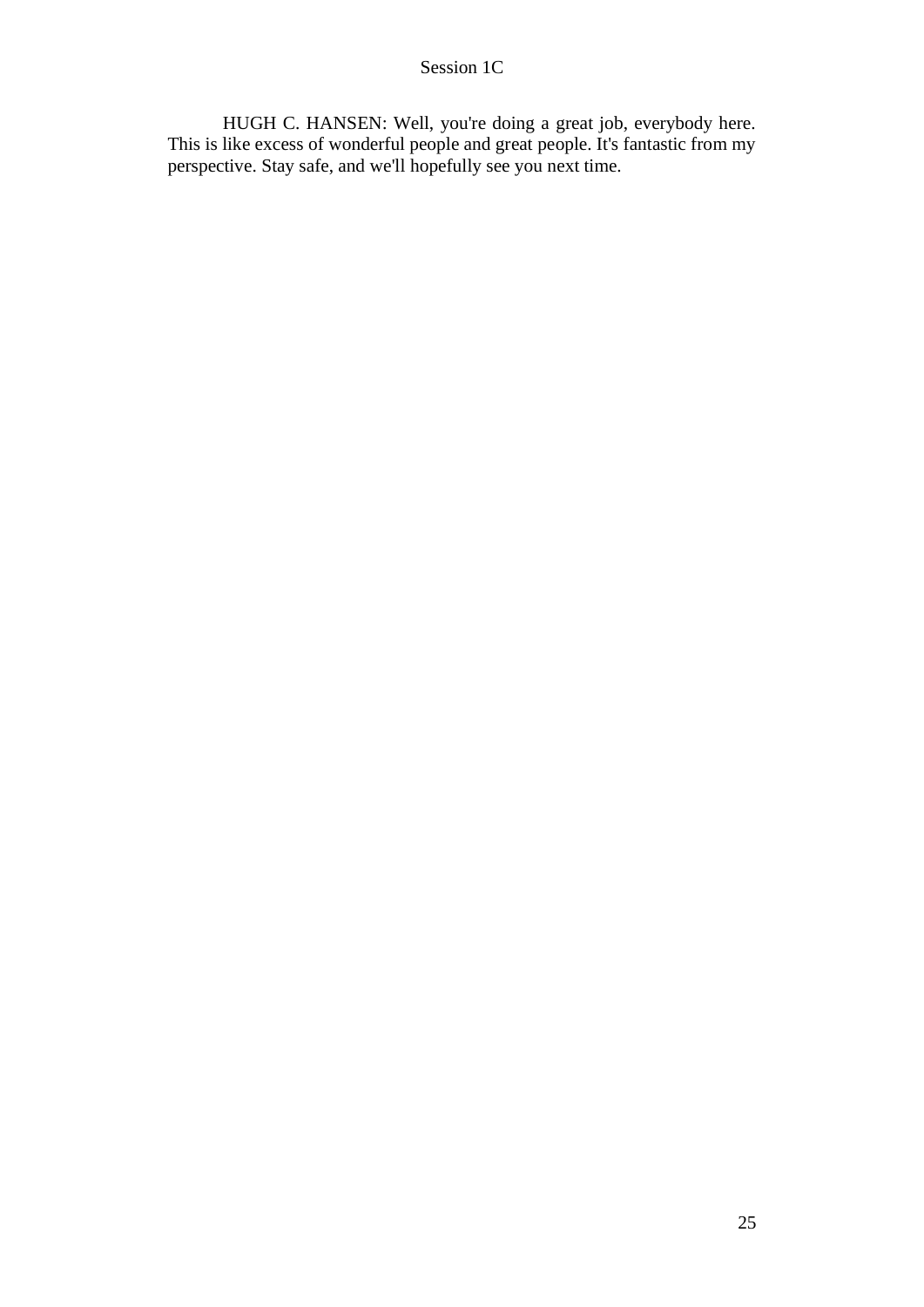HUGH C. HANSEN: Well, you're doing a great job, everybody here. This is like excess of wonderful people and great people. It's fantastic from my perspective. Stay safe, and we'll hopefully see you next time.